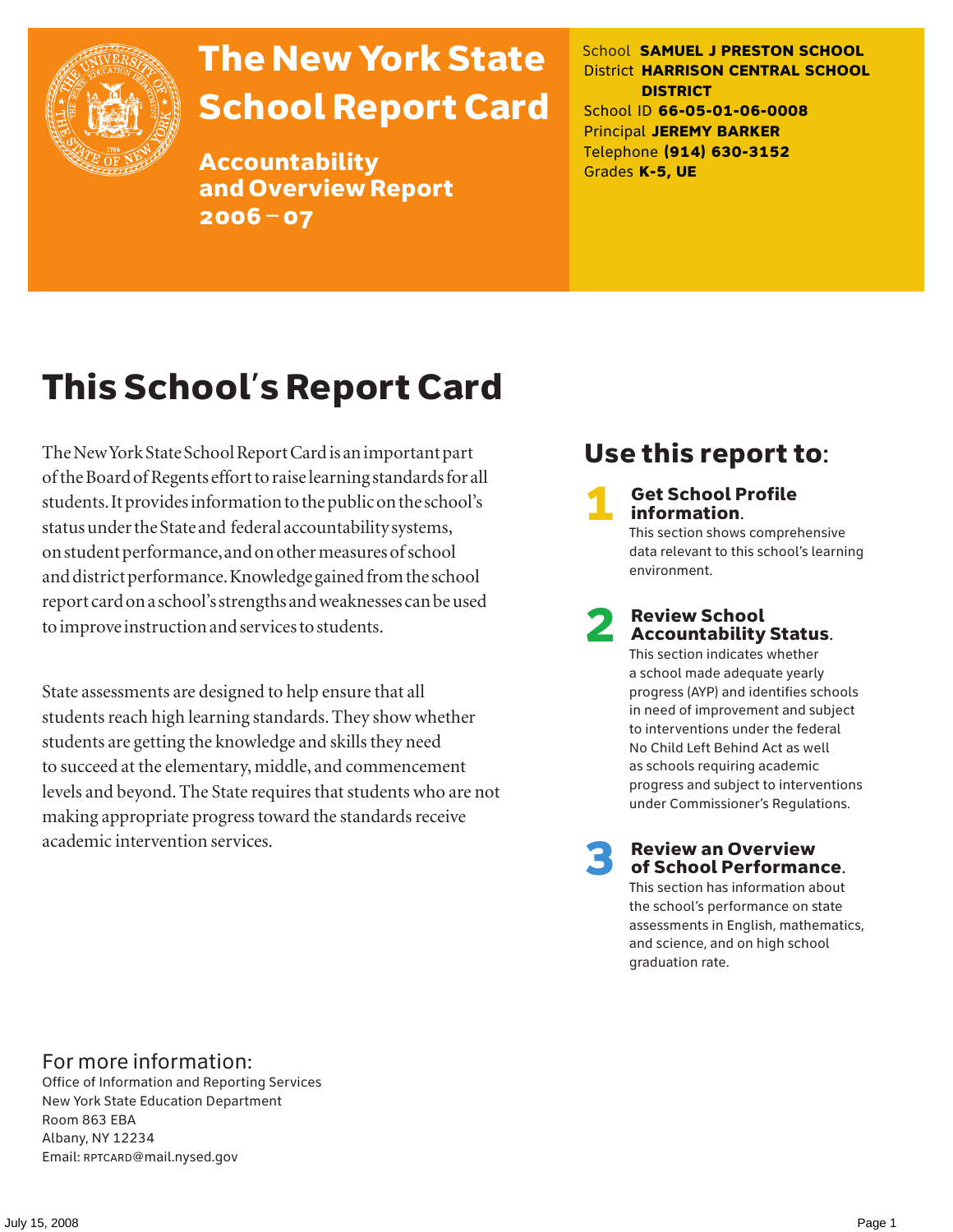# The New York State School Report Card

## Accountability and Overview Report 2006 – 07

School **SAMUEL J PRESTON SCHOOL**
District **HARRISON CENTRAL SCHOOL DISTRICT**
School ID **66-05-01-06-0008**
Principal **JEREMY BARKER**
Telephone **(914) 630-3152**
Grades **K-5, UE**

# This School's Report Card

The New York State School Report Card is an important part of the Board of Regents effort to raise learning standards for all students. It provides information to the public on the school's status under the State and federal accountability systems, on student performance, and on other measures of school and district performance. Knowledge gained from the school report card on a school's strengths and weaknesses can be used to improve instruction and services to students.

State assessments are designed to help ensure that all students reach high learning standards. They show whether students are getting the knowledge and skills they need to succeed at the elementary, middle, and commencement levels and beyond. The State requires that students who are not making appropriate progress toward the standards receive academic intervention services.

## Use this report to:

**1 Get School Profile information.**
This section shows comprehensive data relevant to this school's learning environment.

**2 Review School Accountability Status.**
This section indicates whether a school made adequate yearly progress (AYP) and identifies schools in need of improvement and subject to interventions under the federal No Child Left Behind Act as well as schools requiring academic progress and subject to interventions under Commissioner's Regulations.

**3 Review an Overview of School Performance.**
This section has information about the school's performance on state assessments in English, mathematics, and science, and on high school graduation rate.

## For more information:

Office of Information and Reporting Services
New York State Education Department
Room 863 EBA
Albany, NY 12234
Email: RPTCARD@mail.nysed.gov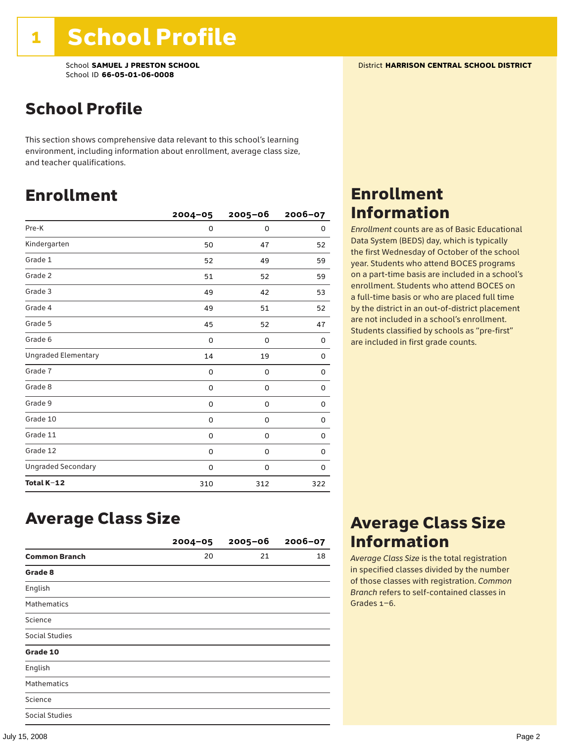# 1 School Profile

School **SAMUEL J PRESTON SCHOOL**
School ID **66-05-01-06-0008**

District **HARRISON CENTRAL SCHOOL DISTRICT**

## School Profile

This section shows comprehensive data relevant to this school's learning environment, including information about enrollment, average class size, and teacher qualifications.

## Enrollment

| | 2004–05 | 2005–06 | 2006–07 |
|---|---|---|---|
| Pre-K | 0 | 0 | 0 |
| Kindergarten | 50 | 47 | 52 |
| Grade 1 | 52 | 49 | 59 |
| Grade 2 | 51 | 52 | 59 |
| Grade 3 | 49 | 42 | 53 |
| Grade 4 | 49 | 51 | 52 |
| Grade 5 | 45 | 52 | 47 |
| Grade 6 | 0 | 0 | 0 |
| Ungraded Elementary | 14 | 19 | 0 |
| Grade 7 | 0 | 0 | 0 |
| Grade 8 | 0 | 0 | 0 |
| Grade 9 | 0 | 0 | 0 |
| Grade 10 | 0 | 0 | 0 |
| Grade 11 | 0 | 0 | 0 |
| Grade 12 | 0 | 0 | 0 |
| Ungraded Secondary | 0 | 0 | 0 |
| **Total K–12** | 310 | 312 | 322 |

## Enrollment Information

*Enrollment* counts are as of Basic Educational Data System (BEDS) day, which is typically the first Wednesday of October of the school year. Students who attend BOCES programs on a part-time basis are included in a school's enrollment. Students who attend BOCES on a full-time basis or who are placed full time by the district in an out-of-district placement are not included in a school's enrollment. Students classified by schools as "pre-first" are included in first grade counts.

## Average Class Size

| | 2004–05 | 2005–06 | 2006–07 |
|---|---|---|---|
| **Common Branch** | 20 | 21 | 18 |
| **Grade 8** | | | |
| English | | | |
| Mathematics | | | |
| Science | | | |
| Social Studies | | | |
| **Grade 10** | | | |
| English | | | |
| Mathematics | | | |
| Science | | | |
| Social Studies | | | |

## Average Class Size Information

*Average Class Size* is the total registration in specified classes divided by the number of those classes with registration. *Common Branch* refers to self-contained classes in Grades 1–6.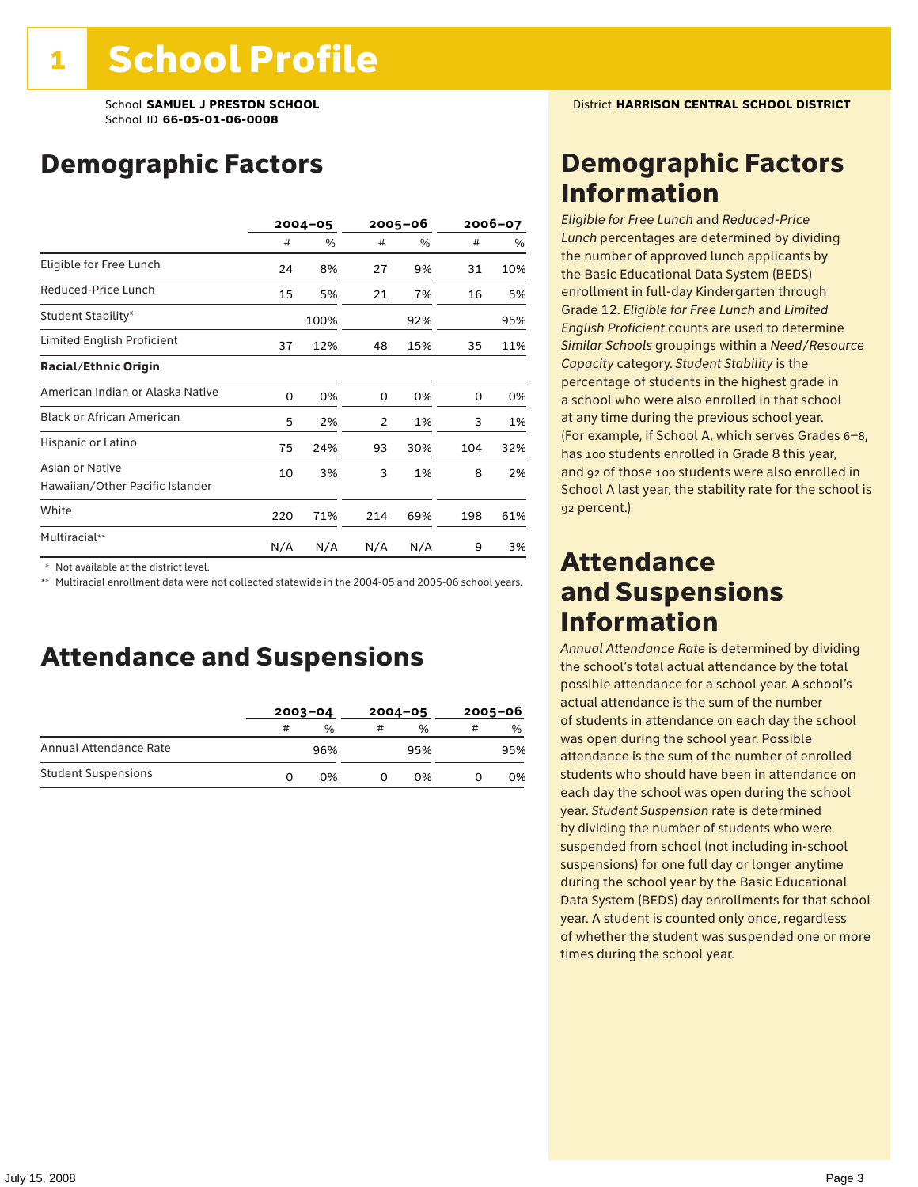# 1 School Profile

School **SAMUEL J PRESTON SCHOOL**
School ID **66-05-01-06-0008**

District **HARRISON CENTRAL SCHOOL DISTRICT**

## Demographic Factors

| | 2004–05 | | 2005–06 | | 2006–07 | |
|---|---|---|---|---|---|---|
| | # | % | # | % | # | % |
| Eligible for Free Lunch | 24 | 8% | 27 | 9% | 31 | 10% |
| Reduced-Price Lunch | 15 | 5% | 21 | 7% | 16 | 5% |
| Student Stability* | | 100% | | 92% | | 95% |
| Limited English Proficient | 37 | 12% | 48 | 15% | 35 | 11% |
| **Racial/Ethnic Origin** | | | | | | |
| American Indian or Alaska Native | 0 | 0% | 0 | 0% | 0 | 0% |
| Black or African American | 5 | 2% | 2 | 1% | 3 | 1% |
| Hispanic or Latino | 75 | 24% | 93 | 30% | 104 | 32% |
| Asian or Native Hawaiian/Other Pacific Islander | 10 | 3% | 3 | 1% | 8 | 2% |
| White | 220 | 71% | 214 | 69% | 198 | 61% |
| Multiracial** | N/A | N/A | N/A | N/A | 9 | 3% |

\* Not available at the district level.
\*\* Multiracial enrollment data were not collected statewide in the 2004-05 and 2005-06 school years.

## Attendance and Suspensions

| | 2003–04 | | 2004–05 | | 2005–06 | |
|---|---|---|---|---|---|---|
| | # | % | # | % | # | % |
| Annual Attendance Rate | | 96% | | 95% | | 95% |
| Student Suspensions | 0 | 0% | 0 | 0% | 0 | 0% |

## Demographic Factors Information

*Eligible for Free Lunch* and *Reduced-Price Lunch* percentages are determined by dividing the number of approved lunch applicants by the Basic Educational Data System (BEDS) enrollment in full-day Kindergarten through Grade 12. *Eligible for Free Lunch* and *Limited English Proficient* counts are used to determine *Similar Schools* groupings within a *Need/Resource Capacity* category. *Student Stability* is the percentage of students in the highest grade in a school who were also enrolled in that school at any time during the previous school year. (For example, if School A, which serves Grades 6–8, has 100 students enrolled in Grade 8 this year, and 92 of those 100 students were also enrolled in School A last year, the stability rate for the school is 92 percent.)

## Attendance and Suspensions Information

*Annual Attendance Rate* is determined by dividing the school's total actual attendance by the total possible attendance for a school year. A school's actual attendance is the sum of the number of students in attendance on each day the school was open during the school year. Possible attendance is the sum of the number of enrolled students who should have been in attendance on each day the school was open during the school year. *Student Suspension* rate is determined by dividing the number of students who were suspended from school (not including in-school suspensions) for one full day or longer anytime during the school year by the Basic Educational Data System (BEDS) day enrollments for that school year. A student is counted only once, regardless of whether the student was suspended one or more times during the school year.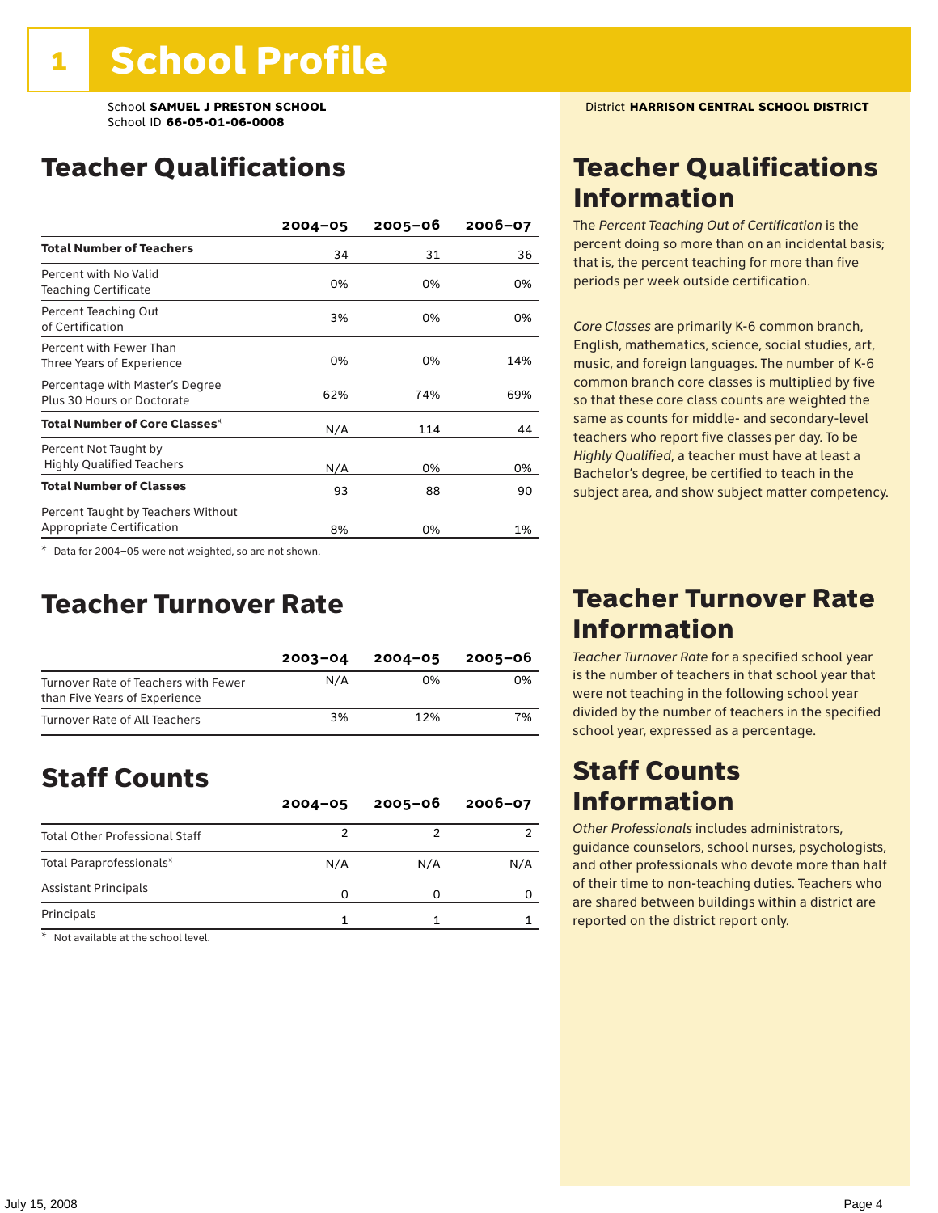# 1 School Profile

School **SAMUEL J PRESTON SCHOOL**
School ID **66-05-01-06-0008**

District **HARRISON CENTRAL SCHOOL DISTRICT**

## Teacher Qualifications

| | 2004–05 | 2005–06 | 2006–07 |
|---|---|---|---|
| **Total Number of Teachers** | 34 | 31 | 36 |
| Percent with No Valid Teaching Certificate | 0% | 0% | 0% |
| Percent Teaching Out of Certification | 3% | 0% | 0% |
| Percent with Fewer Than Three Years of Experience | 0% | 0% | 14% |
| Percentage with Master's Degree Plus 30 Hours or Doctorate | 62% | 74% | 69% |
| **Total Number of Core Classes*** | N/A | 114 | 44 |
| Percent Not Taught by Highly Qualified Teachers | N/A | 0% | 0% |
| **Total Number of Classes** | 93 | 88 | 90 |
| Percent Taught by Teachers Without Appropriate Certification | 8% | 0% | 1% |

* Data for 2004–05 were not weighted, so are not shown.

## Teacher Qualifications Information

The *Percent Teaching Out of Certification* is the percent doing so more than on an incidental basis; that is, the percent teaching for more than five periods per week outside certification.

*Core Classes* are primarily K-6 common branch, English, mathematics, science, social studies, art, music, and foreign languages. The number of K-6 common branch core classes is multiplied by five so that these core class counts are weighted the same as counts for middle- and secondary-level teachers who report five classes per day. To be *Highly Qualified*, a teacher must have at least a Bachelor's degree, be certified to teach in the subject area, and show subject matter competency.

## Teacher Turnover Rate

| | 2003–04 | 2004–05 | 2005–06 |
|---|---|---|---|
| Turnover Rate of Teachers with Fewer than Five Years of Experience | N/A | 0% | 0% |
| Turnover Rate of All Teachers | 3% | 12% | 7% |

## Teacher Turnover Rate Information

*Teacher Turnover Rate* for a specified school year is the number of teachers in that school year that were not teaching in the following school year divided by the number of teachers in the specified school year, expressed as a percentage.

## Staff Counts

| | 2004–05 | 2005–06 | 2006–07 |
|---|---|---|---|
| Total Other Professional Staff | 2 | 2 | 2 |
| Total Paraprofessionals* | N/A | N/A | N/A |
| Assistant Principals | 0 | 0 | 0 |
| Principals | 1 | 1 | 1 |

* Not available at the school level.

## Staff Counts Information

*Other Professionals* includes administrators, guidance counselors, school nurses, psychologists, and other professionals who devote more than half of their time to non-teaching duties. Teachers who are shared between buildings within a district are reported on the district report only.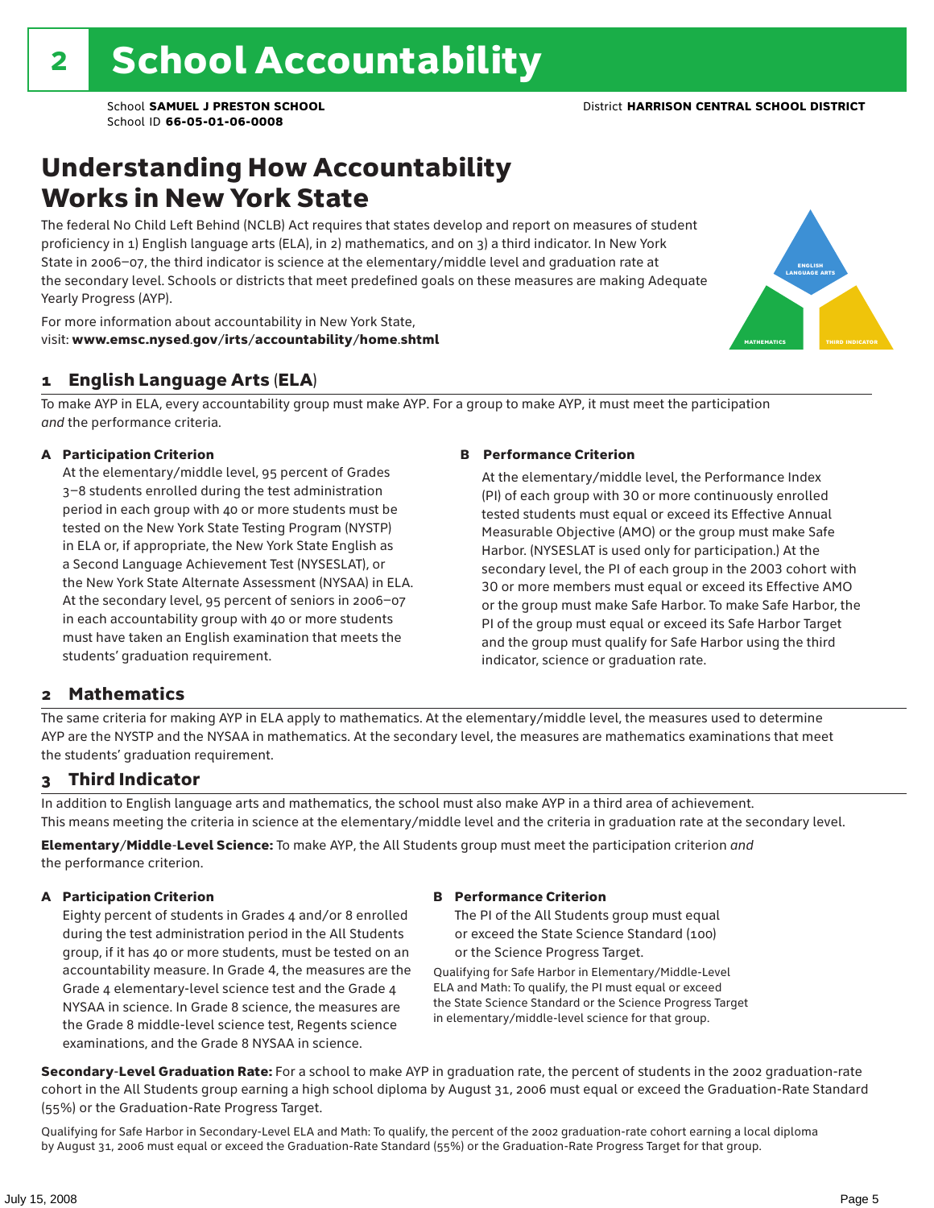# 2 School Accountability

School **SAMUEL J PRESTON SCHOOL**
School ID **66-05-01-06-0008**

District **HARRISON CENTRAL SCHOOL DISTRICT**

## Understanding How Accountability Works in New York State

The federal No Child Left Behind (NCLB) Act requires that states develop and report on measures of student proficiency in 1) English language arts (ELA), in 2) mathematics, and on 3) a third indicator. In New York State in 2006–07, the third indicator is science at the elementary/middle level and graduation rate at the secondary level. Schools or districts that meet predefined goals on these measures are making Adequate Yearly Progress (AYP).

For more information about accountability in New York State, visit: **www.emsc.nysed.gov/irts/accountability/home.shtml**

ENGLISH LANGUAGE ARTS
MATHEMATICS
THIRD INDICATOR

### 1 English Language Arts (ELA)

To make AYP in ELA, every accountability group must make AYP. For a group to make AYP, it must meet the participation *and* the performance criteria.

**A Participation Criterion**

At the elementary/middle level, 95 percent of Grades 3–8 students enrolled during the test administration period in each group with 40 or more students must be tested on the New York State Testing Program (NYSTP) in ELA or, if appropriate, the New York State English as a Second Language Achievement Test (NYSESLAT), or the New York State Alternate Assessment (NYSAA) in ELA. At the secondary level, 95 percent of seniors in 2006–07 in each accountability group with 40 or more students must have taken an English examination that meets the students' graduation requirement.

**B Performance Criterion**

At the elementary/middle level, the Performance Index (PI) of each group with 30 or more continuously enrolled tested students must equal or exceed its Effective Annual Measurable Objective (AMO) or the group must make Safe Harbor. (NYSESLAT is used only for participation.) At the secondary level, the PI of each group in the 2003 cohort with 30 or more members must equal or exceed its Effective AMO or the group must make Safe Harbor. To make Safe Harbor, the PI of the group must equal or exceed its Safe Harbor Target and the group must qualify for Safe Harbor using the third indicator, science or graduation rate.

### 2 Mathematics

The same criteria for making AYP in ELA apply to mathematics. At the elementary/middle level, the measures used to determine AYP are the NYSTP and the NYSAA in mathematics. At the secondary level, the measures are mathematics examinations that meet the students' graduation requirement.

### 3 Third Indicator

In addition to English language arts and mathematics, the school must also make AYP in a third area of achievement. This means meeting the criteria in science at the elementary/middle level and the criteria in graduation rate at the secondary level.

**Elementary/Middle-Level Science:** To make AYP, the All Students group must meet the participation criterion *and* the performance criterion.

**A Participation Criterion**

Eighty percent of students in Grades 4 and/or 8 enrolled during the test administration period in the All Students group, if it has 40 or more students, must be tested on an accountability measure. In Grade 4, the measures are the Grade 4 elementary-level science test and the Grade 4 NYSAA in science. In Grade 8 science, the measures are the Grade 8 middle-level science test, Regents science examinations, and the Grade 8 NYSAA in science.

**B Performance Criterion**

The PI of the All Students group must equal or exceed the State Science Standard (100) or the Science Progress Target.

Qualifying for Safe Harbor in Elementary/Middle-Level ELA and Math: To qualify, the PI must equal or exceed the State Science Standard or the Science Progress Target in elementary/middle-level science for that group.

**Secondary-Level Graduation Rate:** For a school to make AYP in graduation rate, the percent of students in the 2002 graduation-rate cohort in the All Students group earning a high school diploma by August 31, 2006 must equal or exceed the Graduation-Rate Standard (55%) or the Graduation-Rate Progress Target.

Qualifying for Safe Harbor in Secondary-Level ELA and Math: To qualify, the percent of the 2002 graduation-rate cohort earning a local diploma by August 31, 2006 must equal or exceed the Graduation-Rate Standard (55%) or the Graduation-Rate Progress Target for that group.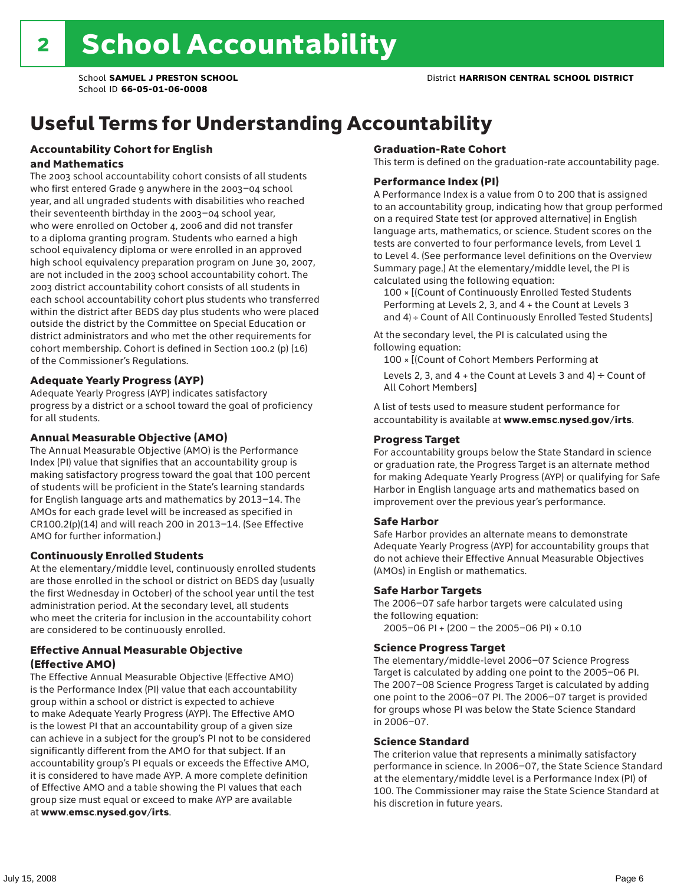# 2 School Accountability

School **SAMUEL J PRESTON SCHOOL**
School ID **66-05-01-06-0008**

District **HARRISON CENTRAL SCHOOL DISTRICT**

## Useful Terms for Understanding Accountability

### Accountability Cohort for English and Mathematics

The 2003 school accountability cohort consists of all students who first entered Grade 9 anywhere in the 2003–04 school year, and all ungraded students with disabilities who reached their seventeenth birthday in the 2003–04 school year, who were enrolled on October 4, 2006 and did not transfer to a diploma granting program. Students who earned a high school equivalency diploma or were enrolled in an approved high school equivalency preparation program on June 30, 2007, are not included in the 2003 school accountability cohort. The 2003 district accountability cohort consists of all students in each school accountability cohort plus students who transferred within the district after BEDS day plus students who were placed outside the district by the Committee on Special Education or district administrators and who met the other requirements for cohort membership. Cohort is defined in Section 100.2 (p) (16) of the Commissioner's Regulations.

### Adequate Yearly Progress (AYP)

Adequate Yearly Progress (AYP) indicates satisfactory progress by a district or a school toward the goal of proficiency for all students.

### Annual Measurable Objective (AMO)

The Annual Measurable Objective (AMO) is the Performance Index (PI) value that signifies that an accountability group is making satisfactory progress toward the goal that 100 percent of students will be proficient in the State's learning standards for English language arts and mathematics by 2013–14. The AMOs for each grade level will be increased as specified in CR100.2(p)(14) and will reach 200 in 2013–14. (See Effective AMO for further information.)

### Continuously Enrolled Students

At the elementary/middle level, continuously enrolled students are those enrolled in the school or district on BEDS day (usually the first Wednesday in October) of the school year until the test administration period. At the secondary level, all students who meet the criteria for inclusion in the accountability cohort are considered to be continuously enrolled.

### Effective Annual Measurable Objective (Effective AMO)

The Effective Annual Measurable Objective (Effective AMO) is the Performance Index (PI) value that each accountability group within a school or district is expected to achieve to make Adequate Yearly Progress (AYP). The Effective AMO is the lowest PI that an accountability group of a given size can achieve in a subject for the group's PI not to be considered significantly different from the AMO for that subject. If an accountability group's PI equals or exceeds the Effective AMO, it is considered to have made AYP. A more complete definition of Effective AMO and a table showing the PI values that each group size must equal or exceed to make AYP are available at **www.emsc.nysed.gov/irts**.

### Graduation-Rate Cohort

This term is defined on the graduation-rate accountability page.

### Performance Index (PI)

A Performance Index is a value from 0 to 200 that is assigned to an accountability group, indicating how that group performed on a required State test (or approved alternative) in English language arts, mathematics, or science. Student scores on the tests are converted to four performance levels, from Level 1 to Level 4. (See performance level definitions on the Overview Summary page.) At the elementary/middle level, the PI is calculated using the following equation:

100 × [(Count of Continuously Enrolled Tested Students Performing at Levels 2, 3, and 4 + the Count at Levels 3 and 4) ÷ Count of All Continuously Enrolled Tested Students]

At the secondary level, the PI is calculated using the following equation:

100 × [(Count of Cohort Members Performing at Levels 2, 3, and 4 + the Count at Levels 3 and 4) ÷ Count of All Cohort Members]

A list of tests used to measure student performance for accountability is available at **www.emsc.nysed.gov/irts**.

### Progress Target

For accountability groups below the State Standard in science or graduation rate, the Progress Target is an alternate method for making Adequate Yearly Progress (AYP) or qualifying for Safe Harbor in English language arts and mathematics based on improvement over the previous year's performance.

### Safe Harbor

Safe Harbor provides an alternate means to demonstrate Adequate Yearly Progress (AYP) for accountability groups that do not achieve their Effective Annual Measurable Objectives (AMOs) in English or mathematics.

### Safe Harbor Targets

The 2006–07 safe harbor targets were calculated using the following equation:

2005–06 PI + (200 – the 2005–06 PI) × 0.10

### Science Progress Target

The elementary/middle-level 2006–07 Science Progress Target is calculated by adding one point to the 2005–06 PI. The 2007–08 Science Progress Target is calculated by adding one point to the 2006–07 PI. The 2006–07 target is provided for groups whose PI was below the State Science Standard in 2006–07.

### Science Standard

The criterion value that represents a minimally satisfactory performance in science. In 2006–07, the State Science Standard at the elementary/middle level is a Performance Index (PI) of 100. The Commissioner may raise the State Science Standard at his discretion in future years.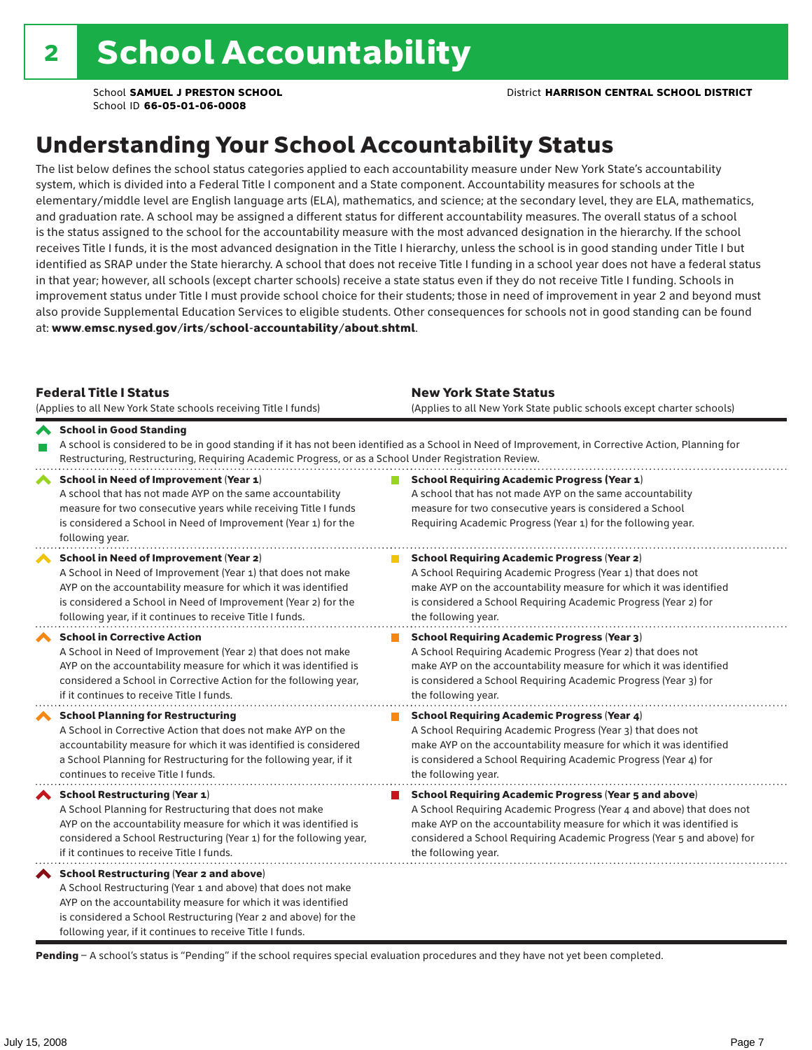# 2 School Accountability

School **SAMUEL J PRESTON SCHOOL**
School ID **66-05-01-06-0008**

District **HARRISON CENTRAL SCHOOL DISTRICT**

## Understanding Your School Accountability Status

The list below defines the school status categories applied to each accountability measure under New York State's accountability system, which is divided into a Federal Title I component and a State component. Accountability measures for schools at the elementary/middle level are English language arts (ELA), mathematics, and science; at the secondary level, they are ELA, mathematics, and graduation rate. A school may be assigned a different status for different accountability measures. The overall status of a school is the status assigned to the school for the accountability measure with the most advanced designation in the hierarchy. If the school receives Title I funds, it is the most advanced designation in the Title I hierarchy, unless the school is in good standing under Title I but identified as SRAP under the State hierarchy. A school that does not receive Title I funding in a school year does not have a federal status in that year; however, all schools (except charter schools) receive a state status even if they do not receive Title I funding. Schools in improvement status under Title I must provide school choice for their students; those in need of improvement in year 2 and beyond must also provide Supplemental Education Services to eligible students. Other consequences for schools not in good standing can be found at: **www.emsc.nysed.gov/irts/school-accountability/about.shtml**.

| **Federal Title I Status** (Applies to all New York State schools receiving Title I funds) | **New York State Status** (Applies to all New York State public schools except charter schools) |
|---|---|
| **School in Good Standing** A school is considered to be in good standing if it has not been identified as a School in Need of Improvement, in Corrective Action, Planning for Restructuring, Restructuring, Requiring Academic Progress, or as a School Under Registration Review. | |
| **School in Need of Improvement (Year 1)** A school that has not made AYP on the same accountability measure for two consecutive years while receiving Title I funds is considered a School in Need of Improvement (Year 1) for the following year. | **School Requiring Academic Progress (Year 1)** A school that has not made AYP on the same accountability measure for two consecutive years is considered a School Requiring Academic Progress (Year 1) for the following year. |
| **School in Need of Improvement (Year 2)** A School in Need of Improvement (Year 1) that does not make AYP on the accountability measure for which it was identified is considered a School in Need of Improvement (Year 2) for the following year, if it continues to receive Title I funds. | **School Requiring Academic Progress (Year 2)** A School Requiring Academic Progress (Year 1) that does not make AYP on the accountability measure for which it was identified is considered a School Requiring Academic Progress (Year 2) for the following year. |
| **School in Corrective Action** A School in Need of Improvement (Year 2) that does not make AYP on the accountability measure for which it was identified is considered a School in Corrective Action for the following year, if it continues to receive Title I funds. | **School Requiring Academic Progress (Year 3)** A School Requiring Academic Progress (Year 2) that does not make AYP on the accountability measure for which it was identified is considered a School Requiring Academic Progress (Year 3) for the following year. |
| **School Planning for Restructuring** A School in Corrective Action that does not make AYP on the accountability measure for which it was identified is considered a School Planning for Restructuring for the following year, if it continues to receive Title I funds. | **School Requiring Academic Progress (Year 4)** A School Requiring Academic Progress (Year 3) that does not make AYP on the accountability measure for which it was identified is considered a School Requiring Academic Progress (Year 4) for the following year. |
| **School Restructuring (Year 1)** A School Planning for Restructuring that does not make AYP on the accountability measure for which it was identified is considered a School Restructuring (Year 1) for the following year, if it continues to receive Title I funds. | **School Requiring Academic Progress (Year 5 and above)** A School Requiring Academic Progress (Year 4 and above) that does not make AYP on the accountability measure for which it was identified is considered a School Requiring Academic Progress (Year 5 and above) for the following year. |
| **School Restructuring (Year 2 and above)** A School Restructuring (Year 1 and above) that does not make AYP on the accountability measure for which it was identified is considered a School Restructuring (Year 2 and above) for the following year, if it continues to receive Title I funds. | |

**Pending** – A school's status is "Pending" if the school requires special evaluation procedures and they have not yet been completed.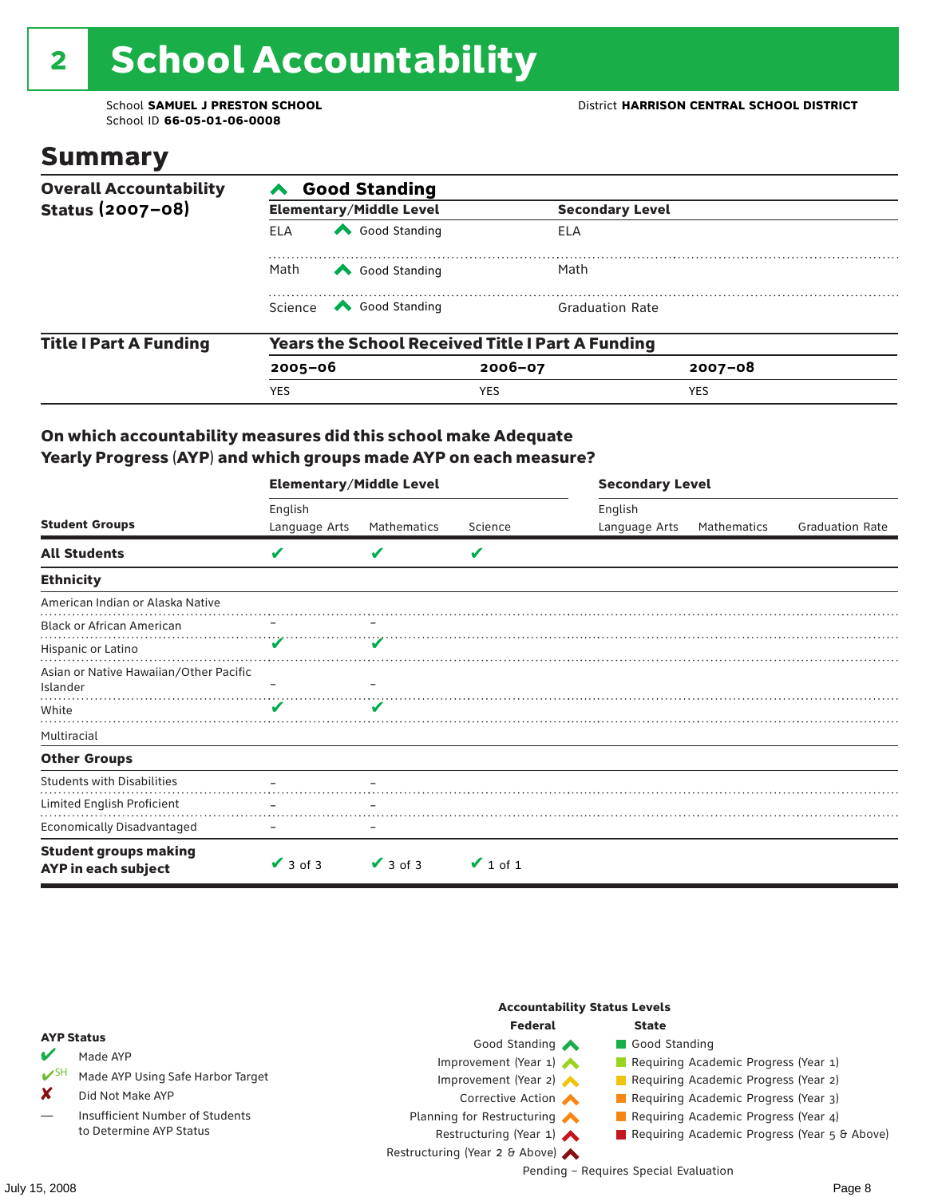# 2 School Accountability

School **SAMUEL J PRESTON SCHOOL**
School ID **66-05-01-06-0008**

District **HARRISON CENTRAL SCHOOL DISTRICT**

## Summary

**Overall Accountability Status (2007–08)**

**Good Standing**

| Elementary/Middle Level | | Secondary Level | |
|---|---|---|---|
| ELA | Good Standing | ELA | |
| Math | Good Standing | Math | |
| Science | Good Standing | Graduation Rate | |

**Title I Part A Funding**

**Years the School Received Title I Part A Funding**

| 2005–06 | 2006–07 | 2007–08 |
|---|---|---|
| YES | YES | YES |

**On which accountability measures did this school make Adequate Yearly Progress (AYP) and which groups made AYP on each measure?**

| Student Groups | Elementary/Middle Level English Language Arts | Elementary/Middle Level Mathematics | Elementary/Middle Level Science | Secondary Level English Language Arts | Secondary Level Mathematics | Secondary Level Graduation Rate |
|---|---|---|---|---|---|---|
| **All Students** | ✔ | ✔ | ✔ | | | |
| **Ethnicity** | | | | | | |
| American Indian or Alaska Native | | | | | | |
| Black or African American | – | – | | | | |
| Hispanic or Latino | ✔ | ✔ | | | | |
| Asian or Native Hawaiian/Other Pacific Islander | – | – | | | | |
| White | ✔ | ✔ | | | | |
| Multiracial | | | | | | |
| **Other Groups** | | | | | | |
| Students with Disabilities | – | – | | | | |
| Limited English Proficient | – | – | | | | |
| Economically Disadvantaged | – | – | | | | |
| **Student groups making AYP in each subject** | ✔ 3 of 3 | ✔ 3 of 3 | ✔ 1 of 1 | | | |

**AYP Status**

- ✔ Made AYP
- ✔SH Made AYP Using Safe Harbor Target
- ✘ Did Not Make AYP
- — Insufficient Number of Students to Determine AYP Status

**Accountability Status Levels**

| Federal | State |
|---|---|
| Good Standing | Good Standing |
| Improvement (Year 1) | Requiring Academic Progress (Year 1) |
| Improvement (Year 2) | Requiring Academic Progress (Year 2) |
| Corrective Action | Requiring Academic Progress (Year 3) |
| Planning for Restructuring | Requiring Academic Progress (Year 4) |
| Restructuring (Year 1) | Requiring Academic Progress (Year 5 & Above) |
| Restructuring (Year 2 & Above) | |

Pending – Requires Special Evaluation

July 15, 2008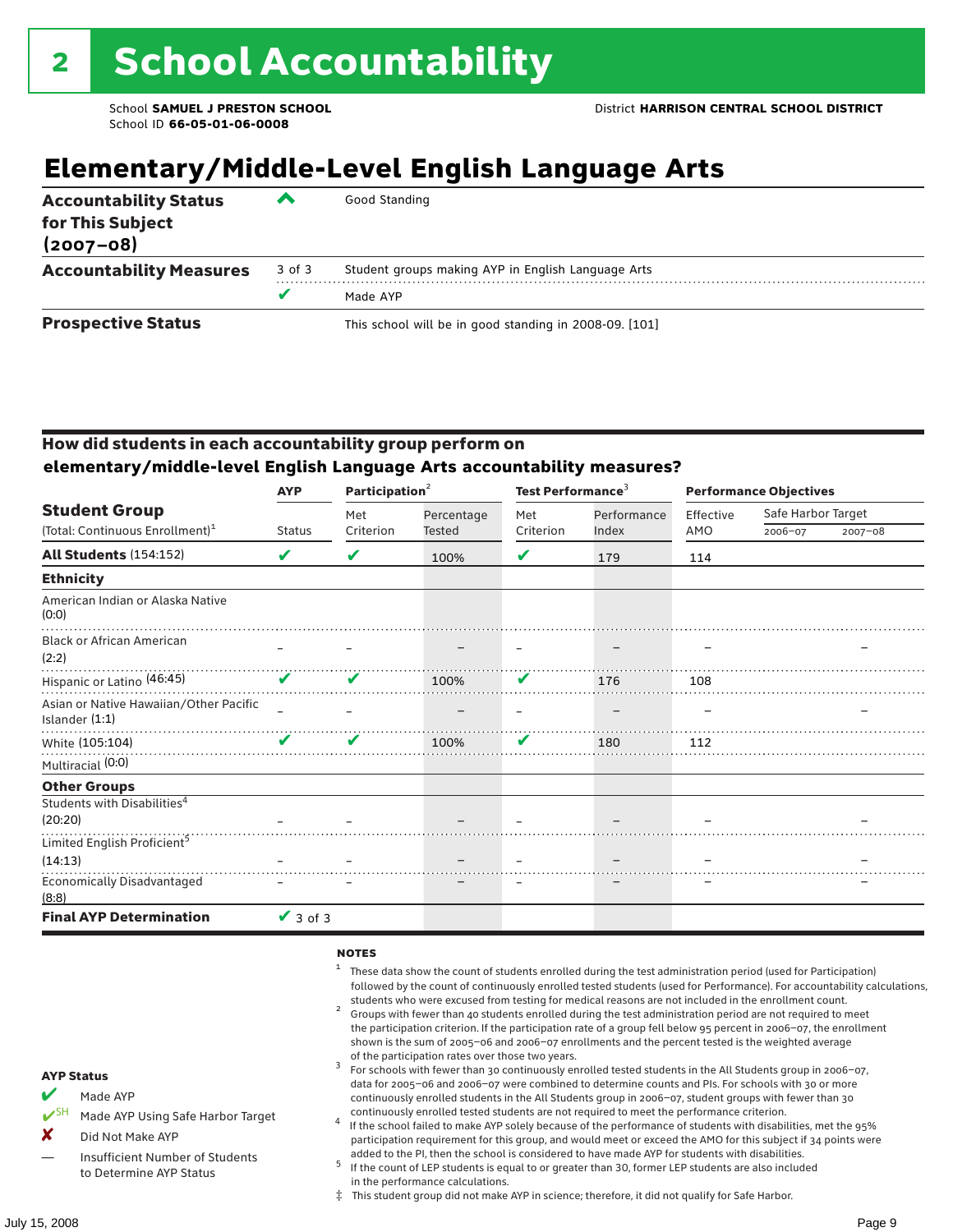# 2 School Accountability

School **SAMUEL J PRESTON SCHOOL** District **HARRISON CENTRAL SCHOOL DISTRICT**
School ID **66-05-01-06-0008**

## Elementary/Middle-Level English Language Arts

| | | |
|---|---|---|
| **Accountability Status for This Subject (2007–08)** | ^ | Good Standing |
| **Accountability Measures** | 3 of 3 | Student groups making AYP in English Language Arts |
| | ✔ | Made AYP |
| **Prospective Status** | | This school will be in good standing in 2008-09. [101] |

### How did students in each accountability group perform on elementary/middle-level English Language Arts accountability measures?

| Student Group (Total: Continuous Enrollment)[1] | AYP Status | Participation[2] Met Criterion | Participation Percentage Tested | Test Performance[3] Met Criterion | Test Performance Performance Index | Performance Objectives Effective AMO | Safe Harbor Target 2006–07 | Safe Harbor Target 2007–08 |
|---|---|---|---|---|---|---|---|---|
| **All Students** (154:152) | ✔ | ✔ | 100% | ✔ | 179 | 114 | | |
| **Ethnicity** | | | | | | | | |
| American Indian or Alaska Native (0:0) | | | | | | | | |
| Black or African American (2:2) | – | – | – | – | – | – | | – |
| Hispanic or Latino (46:45) | ✔ | ✔ | 100% | ✔ | 176 | 108 | | |
| Asian or Native Hawaiian/Other Pacific Islander (1:1) | – | – | – | – | – | – | | – |
| White (105:104) | ✔ | ✔ | 100% | ✔ | 180 | 112 | | |
| Multiracial (0:0) | | | | | | | | |
| **Other Groups** | | | | | | | | |
| Students with Disabilities[4] (20:20) | – | – | – | – | – | – | | – |
| Limited English Proficient[5] (14:13) | – | – | – | – | – | – | | – |
| Economically Disadvantaged (8:8) | – | – | – | – | – | – | | – |
| **Final AYP Determination** | ✔ 3 of 3 | | | | | | | |

**AYP Status**

- ✔ Made AYP
- ✔SH Made AYP Using Safe Harbor Target
- ✘ Did Not Make AYP
- — Insufficient Number of Students to Determine AYP Status

**NOTES**

1. These data show the count of students enrolled during the test administration period (used for Participation) followed by the count of continuously enrolled tested students (used for Performance). For accountability calculations, students who were excused from testing for medical reasons are not included in the enrollment count.
2. Groups with fewer than 40 students enrolled during the test administration period are not required to meet the participation criterion. If the participation rate of a group fell below 95 percent in 2006–07, the enrollment shown is the sum of 2005–06 and 2006–07 enrollments and the percent tested is the weighted average of the participation rates over those two years.
3. For schools with fewer than 30 continuously enrolled tested students in the All Students group in 2006–07, data for 2005–06 and 2006–07 were combined to determine counts and PIs. For schools with 30 or more continuously enrolled students in the All Students group in 2006–07, student groups with fewer than 30 continuously enrolled tested students are not required to meet the performance criterion.
4. If the school failed to make AYP solely because of the performance of students with disabilities, met the 95% participation requirement for this group, and would meet or exceed the AMO for this subject if 34 points were added to the PI, then the school is considered to have made AYP for students with disabilities.
5. If the count of LEP students is equal to or greater than 30, former LEP students are also included in the performance calculations.

‡ This student group did not make AYP in science; therefore, it did not qualify for Safe Harbor.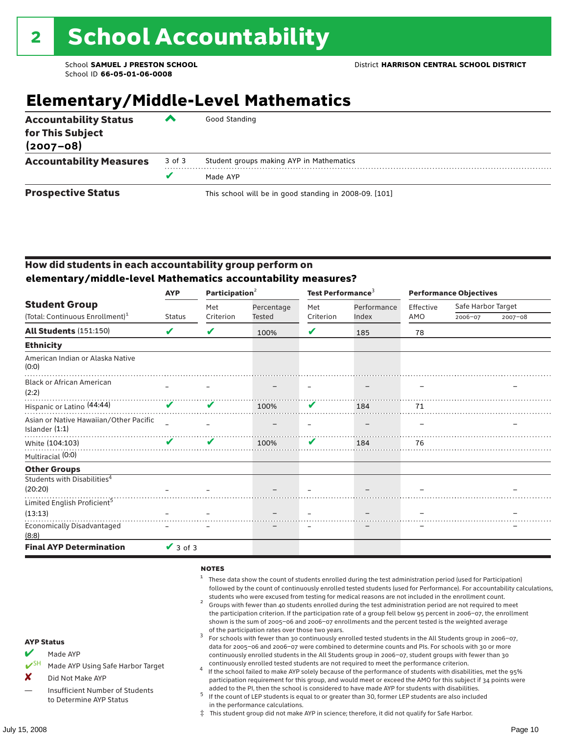# 2 School Accountability

School **SAMUEL J PRESTON SCHOOL**
School ID **66-05-01-06-0008**

District **HARRISON CENTRAL SCHOOL DISTRICT**

## Elementary/Middle-Level Mathematics

| | | |
|---|---|---|
| **Accountability Status for This Subject (2007–08)** | ^ | Good Standing |
| **Accountability Measures** | 3 of 3 | Student groups making AYP in Mathematics |
| | ✔ | Made AYP |
| **Prospective Status** | | This school will be in good standing in 2008-09. [101] |

### How did students in each accountability group perform on elementary/middle-level Mathematics accountability measures?

| Student Group (Total: Continuous Enrollment)[1] | AYP Status | Participation[2] Met Criterion | Participation[2] Percentage Tested | Test Performance[3] Met Criterion | Test Performance[3] Performance Index | Performance Objectives Effective AMO | Safe Harbor Target 2006–07 | Safe Harbor Target 2007–08 |
|---|---|---|---|---|---|---|---|---|
| **All Students** (151:150) | ✔ | ✔ | 100% | ✔ | 185 | 78 | | |
| **Ethnicity** | | | | | | | | |
| American Indian or Alaska Native (0:0) | | | | | | | | |
| Black or African American (2:2) | – | – | – | – | – | – | | – |
| Hispanic or Latino (44:44) | ✔ | ✔ | 100% | ✔ | 184 | 71 | | |
| Asian or Native Hawaiian/Other Pacific Islander (1:1) | – | – | – | – | – | – | | – |
| White (104:103) | ✔ | ✔ | 100% | ✔ | 184 | 76 | | |
| Multiracial (0:0) | | | | | | | | |
| **Other Groups** | | | | | | | | |
| Students with Disabilities[4] (20:20) | – | – | – | – | – | – | | – |
| Limited English Proficient[5] (13:13) | – | – | – | – | – | – | | – |
| Economically Disadvantaged (8:8) | – | – | – | – | – | – | | – |
| **Final AYP Determination** | ✔ 3 of 3 | | | | | | | |

**AYP Status**

- ✔ Made AYP
- ✔SH Made AYP Using Safe Harbor Target
- ✘ Did Not Make AYP
- — Insufficient Number of Students to Determine AYP Status

**NOTES**

1. These data show the count of students enrolled during the test administration period (used for Participation) followed by the count of continuously enrolled tested students (used for Performance). For accountability calculations, students who were excused from testing for medical reasons are not included in the enrollment count.
2. Groups with fewer than 40 students enrolled during the test administration period are not required to meet the participation criterion. If the participation rate of a group fell below 95 percent in 2006–07, the enrollment shown is the sum of 2005–06 and 2006–07 enrollments and the percent tested is the weighted average of the participation rates over those two years.
3. For schools with fewer than 30 continuously enrolled tested students in the All Students group in 2006–07, data for 2005–06 and 2006–07 were combined to determine counts and PIs. For schools with 30 or more continuously enrolled students in the All Students group in 2006–07, student groups with fewer than 30 continuously enrolled tested students are not required to meet the performance criterion.
4. If the school failed to make AYP solely because of the performance of students with disabilities, met the 95% participation requirement for this group, and would meet or exceed the AMO for this subject if 34 points were added to the PI, then the school is considered to have made AYP for students with disabilities.
5. If the count of LEP students is equal to or greater than 30, former LEP students are also included in the performance calculations.

‡ This student group did not make AYP in science; therefore, it did not qualify for Safe Harbor.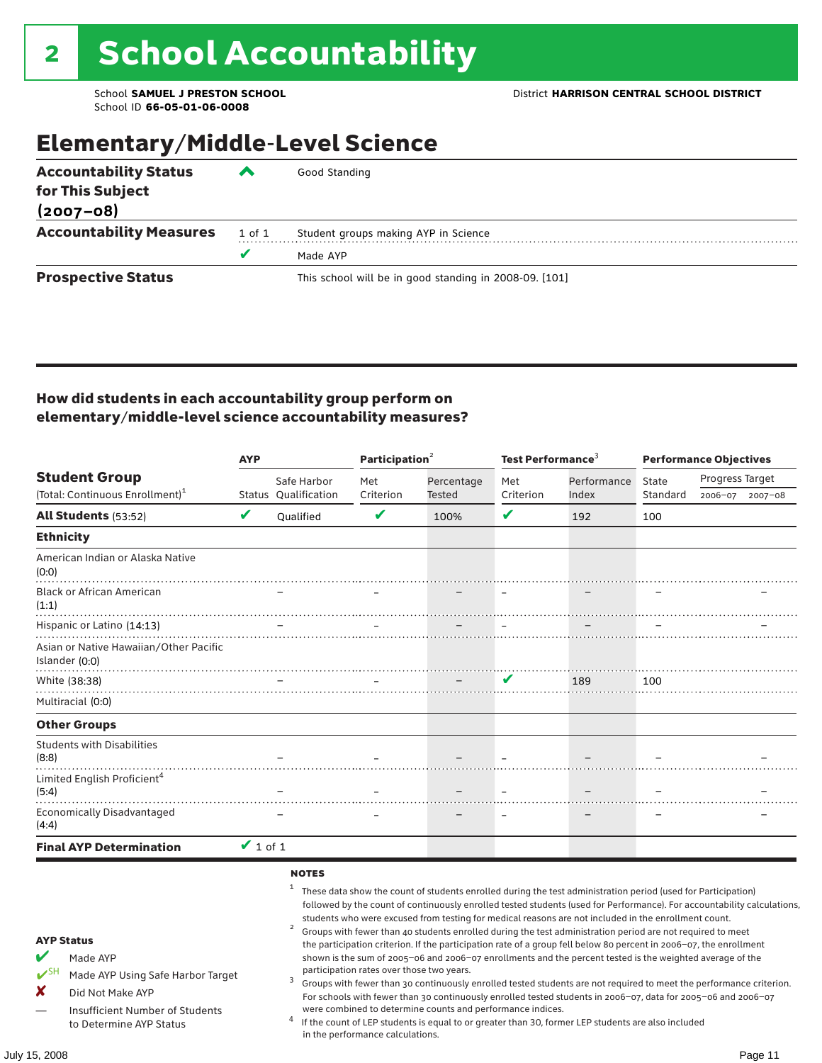# 2 School Accountability

School **SAMUEL J PRESTON SCHOOL**
School ID **66-05-01-06-0008**

District **HARRISON CENTRAL SCHOOL DISTRICT**

## Elementary/Middle-Level Science

| | | |
|---|---|---|
| **Accountability Status for This Subject (2007–08)** | ^ | Good Standing |
| **Accountability Measures** | 1 of 1 | Student groups making AYP in Science |
| | ✔ | Made AYP |
| **Prospective Status** | | This school will be in good standing in 2008-09. [101] |

### How did students in each accountability group perform on elementary/middle-level science accountability measures?

| Student Group (Total: Continuous Enrollment)[1] | AYP | | Participation[2] | | Test Performance[3] | | Performance Objectives | | |
|---|---|---|---|---|---|---|---|---|---|
| | Status | Safe Harbor Qualification | Met Criterion | Percentage Tested | Met Criterion | Performance Index | State Standard | Progress Target 2006–07 | Progress Target 2007–08 |
| **All Students** (53:52) | ✔ | Qualified | ✔ | 100% | ✔ | 192 | 100 | | |
| **Ethnicity** | | | | | | | | | |
| American Indian or Alaska Native (0:0) | | | | | | | | | |
| Black or African American (1:1) | | – | – | – | – | – | – | | – |
| Hispanic or Latino (14:13) | | – | – | – | – | – | – | | – |
| Asian or Native Hawaiian/Other Pacific Islander (0:0) | | | | | | | | | |
| White (38:38) | | – | – | – | ✔ | 189 | 100 | | |
| Multiracial (0:0) | | | | | | | | | |
| **Other Groups** | | | | | | | | | |
| Students with Disabilities (8:8) | | – | – | – | – | – | – | | – |
| Limited English Proficient[4] (5:4) | | – | – | – | – | – | – | | – |
| Economically Disadvantaged (4:4) | | – | – | – | – | – | – | | – |
| **Final AYP Determination** | ✔ 1 of 1 | | | | | | | | |

**AYP Status**

- ✔ Made AYP
- ✔SH Made AYP Using Safe Harbor Target
- ✘ Did Not Make AYP
- — Insufficient Number of Students to Determine AYP Status

**NOTES**

1 These data show the count of students enrolled during the test administration period (used for Participation) followed by the count of continuously enrolled tested students (used for Performance). For accountability calculations, students who were excused from testing for medical reasons are not included in the enrollment count.

2 Groups with fewer than 40 students enrolled during the test administration period are not required to meet the participation criterion. If the participation rate of a group fell below 80 percent in 2006–07, the enrollment shown is the sum of 2005–06 and 2006–07 enrollments and the percent tested is the weighted average of the participation rates over those two years.

3 Groups with fewer than 30 continuously enrolled tested students are not required to meet the performance criterion. For schools with fewer than 30 continuously enrolled tested students in 2006–07, data for 2005–06 and 2006–07 were combined to determine counts and performance indices.

4 If the count of LEP students is equal to or greater than 30, former LEP students are also included in the performance calculations.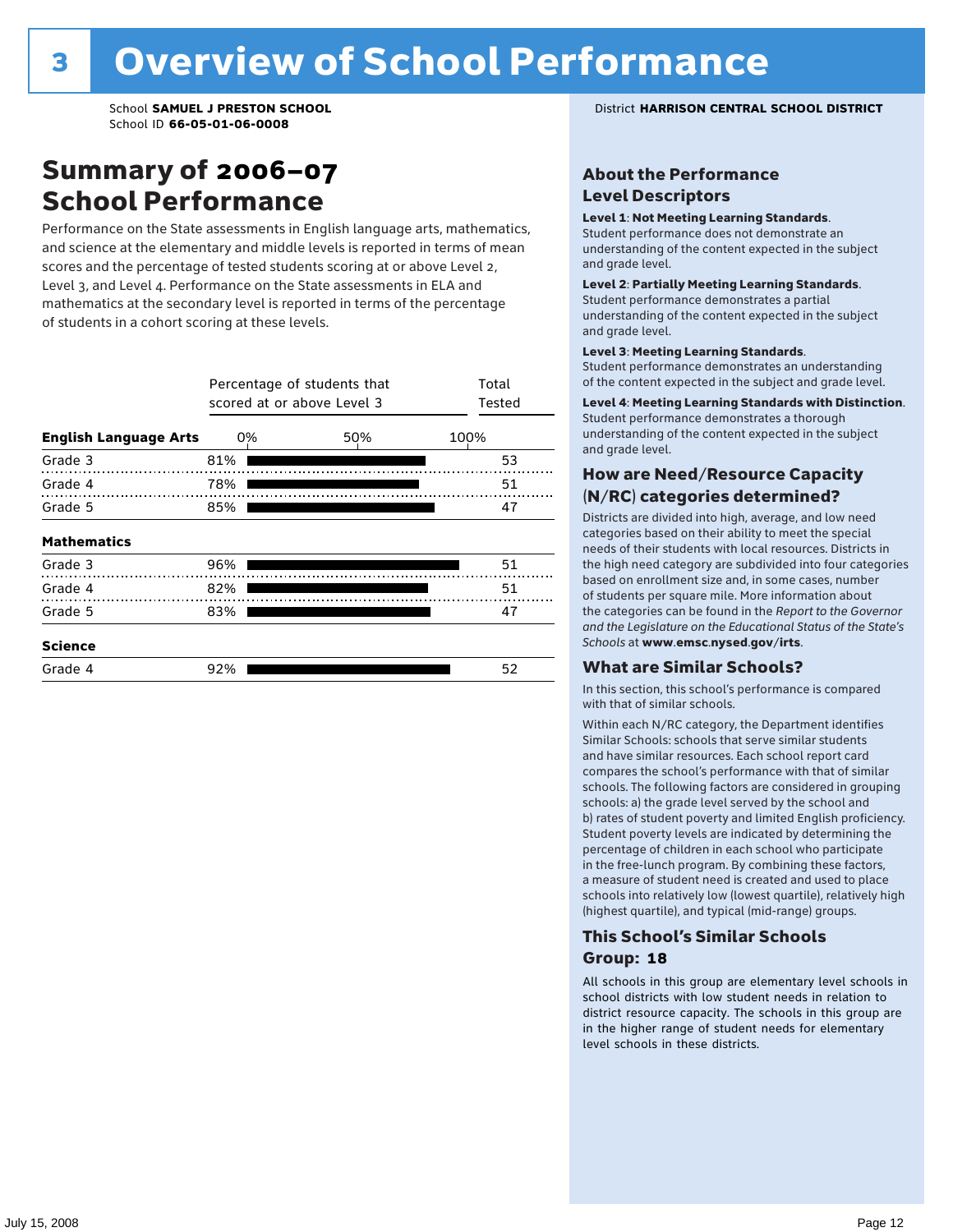# 3 Overview of School Performance

School **SAMUEL J PRESTON SCHOOL**
School ID **66-05-01-06-0008**

District **HARRISON CENTRAL SCHOOL DISTRICT**

## Summary of 2006–07 School Performance

Performance on the State assessments in English language arts, mathematics, and science at the elementary and middle levels is reported in terms of mean scores and the percentage of tested students scoring at or above Level 2, Level 3, and Level 4. Performance on the State assessments in ELA and mathematics at the secondary level is reported in terms of the percentage of students in a cohort scoring at these levels.

| | Percentage of students that scored at or above Level 3 | Total Tested |
|---|---|---|
| **English Language Arts** | | |
| Grade 3 | 81% | 53 |
| Grade 4 | 78% | 51 |
| Grade 5 | 85% | 47 |
| **Mathematics** | | |
| Grade 3 | 96% | 51 |
| Grade 4 | 82% | 51 |
| Grade 5 | 83% | 47 |
| **Science** | | |
| Grade 4 | 92% | 52 |

## About the Performance Level Descriptors

**Level 1**: **Not Meeting Learning Standards**. Student performance does not demonstrate an understanding of the content expected in the subject and grade level.

**Level 2**: **Partially Meeting Learning Standards**. Student performance demonstrates a partial understanding of the content expected in the subject and grade level.

**Level 3**: **Meeting Learning Standards**. Student performance demonstrates an understanding of the content expected in the subject and grade level.

**Level 4**: **Meeting Learning Standards with Distinction**. Student performance demonstrates a thorough understanding of the content expected in the subject and grade level.

## How are Need/Resource Capacity (N/RC) categories determined?

Districts are divided into high, average, and low need categories based on their ability to meet the special needs of their students with local resources. Districts in the high need category are subdivided into four categories based on enrollment size and, in some cases, number of students per square mile. More information about the categories can be found in the *Report to the Governor and the Legislature on the Educational Status of the State's Schools* at **www.emsc.nysed.gov/irts**.

## What are Similar Schools?

In this section, this school's performance is compared with that of similar schools.

Within each N/RC category, the Department identifies Similar Schools: schools that serve similar students and have similar resources. Each school report card compares the school's performance with that of similar schools. The following factors are considered in grouping schools: a) the grade level served by the school and b) rates of student poverty and limited English proficiency. Student poverty levels are indicated by determining the percentage of children in each school who participate in the free-lunch program. By combining these factors, a measure of student need is created and used to place schools into relatively low (lowest quartile), relatively high (highest quartile), and typical (mid-range) groups.

## This School's Similar Schools Group: 18

All schools in this group are elementary level schools in school districts with low student needs in relation to district resource capacity. The schools in this group are in the higher range of student needs for elementary level schools in these districts.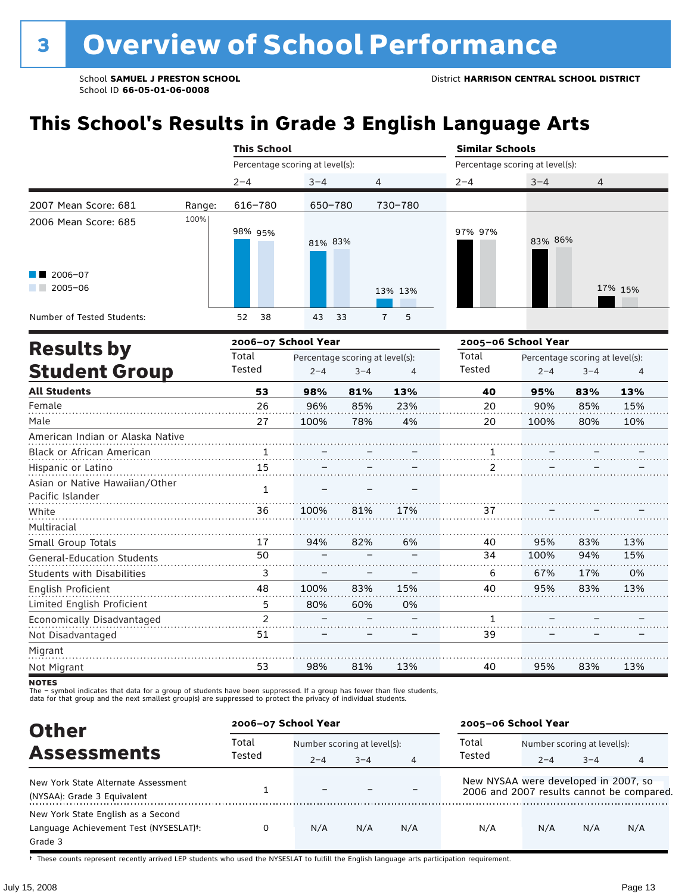# 3 Overview of School Performance

School **SAMUEL J PRESTON SCHOOL**
School ID **66-05-01-06-0008**

District **HARRISON CENTRAL SCHOOL DISTRICT**

## This School's Results in Grade 3 English Language Arts

| | | This School | | | Similar Schools | | |
|---|---|---|---|---|---|---|---|
| | | Percentage scoring at level(s): | | | Percentage scoring at level(s): | | |
| | | 2–4 | 3–4 | 4 | 2–4 | 3–4 | 4 |
| 2007 Mean Score: 681 | Range: | 616–780 | 650–780 | 730–780 | | | |
| 2006 Mean Score: 685 | | | | | | | |
| 2006–07 | | 98% | 81% | 13% | 97% | 83% | 17% |
| 2005–06 | | 95% | 83% | 13% | 97% | 86% | 15% |
| Number of Tested Students: 2006–07 | | 52 | 43 | 7 | | | |
| Number of Tested Students: 2005–06 | | 38 | 33 | 5 | | | |

## Results by Student Group

| | 2006–07 School Year | | | | 2005–06 School Year | | | |
|---|---|---|---|---|---|---|---|---|
| | Total Tested | Percentage scoring at level(s): 2–4 | 3–4 | 4 | Total Tested | Percentage scoring at level(s): 2–4 | 3–4 | 4 |
| **All Students** | **53** | **98%** | **81%** | **13%** | **40** | **95%** | **83%** | **13%** |
| Female | 26 | 96% | 85% | 23% | 20 | 90% | 85% | 15% |
| Male | 27 | 100% | 78% | 4% | 20 | 100% | 80% | 10% |
| American Indian or Alaska Native | | | | | | | | |
| Black or African American | 1 | – | – | – | 1 | – | – | – |
| Hispanic or Latino | 15 | – | – | – | 2 | – | – | – |
| Asian or Native Hawaiian/Other Pacific Islander | 1 | – | – | – | | | | |
| White | 36 | 100% | 81% | 17% | 37 | – | – | – |
| Multiracial | | | | | | | | |
| Small Group Totals | 17 | 94% | 82% | 6% | 40 | 95% | 83% | 13% |
| General-Education Students | 50 | – | – | – | 34 | 100% | 94% | 15% |
| Students with Disabilities | 3 | – | – | – | 6 | 67% | 17% | 0% |
| English Proficient | 48 | 100% | 83% | 15% | 40 | 95% | 83% | 13% |
| Limited English Proficient | 5 | 80% | 60% | 0% | | | | |
| Economically Disadvantaged | 2 | – | – | – | 1 | – | – | – |
| Not Disadvantaged | 51 | – | – | – | 39 | – | – | – |
| Migrant | | | | | | | | |
| Not Migrant | 53 | 98% | 81% | 13% | 40 | 95% | 83% | 13% |

**NOTES**
The – symbol indicates that data for a group of students have been suppressed. If a group has fewer than five students, data for that group and the next smallest group(s) are suppressed to protect the privacy of individual students.

## Other Assessments

| | 2006–07 School Year | | | | 2005–06 School Year | | | |
|---|---|---|---|---|---|---|---|---|
| | Total Tested | Number scoring at level(s): 2–4 | 3–4 | 4 | Total Tested | Number scoring at level(s): 2–4 | 3–4 | 4 |
| New York State Alternate Assessment (NYSAA): Grade 3 Equivalent | 1 | – | – | – | New NYSAA were developed in 2007, so 2006 and 2007 results cannot be compared. | | | |
| New York State English as a Second Language Achievement Test (NYSESLAT)†: Grade 3 | 0 | N/A | N/A | N/A | N/A | N/A | N/A | N/A |

† These counts represent recently arrived LEP students who used the NYSESLAT to fulfill the English language arts participation requirement.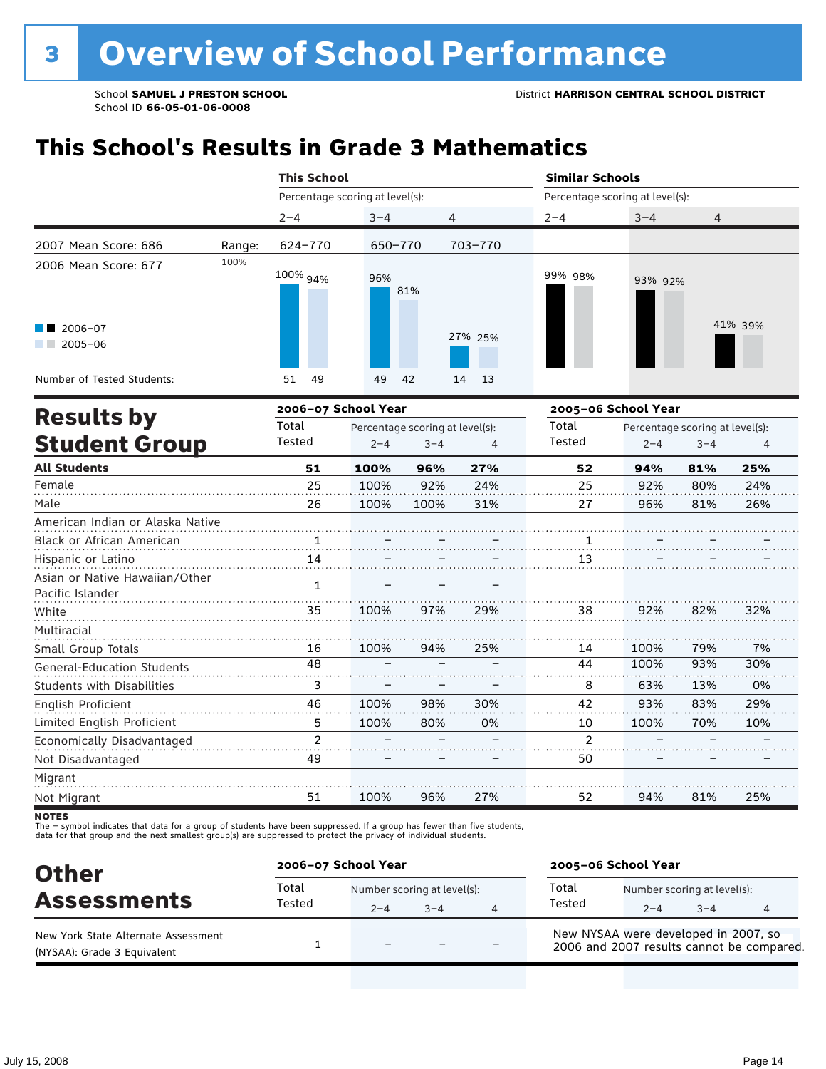# 3 Overview of School Performance

School **SAMUEL J PRESTON SCHOOL**
School ID **66-05-01-06-0008**

District **HARRISON CENTRAL SCHOOL DISTRICT**

## This School's Results in Grade 3 Mathematics

| | | This School | | | Similar Schools | | |
|---|---|---|---|---|---|---|---|
| | | Percentage scoring at level(s): | | | Percentage scoring at level(s): | | |
| | | 2–4 | 3–4 | 4 | 2–4 | 3–4 | 4 |
| 2007 Mean Score: 686 | Range: | 624–770 | 650–770 | 703–770 | | | |
| 2006 Mean Score: 677 | | | | | | | |
| 2006–07 | | 100% | 96% | 27% | 99% | 93% | 41% |
| 2005–06 | | 94% | 81% | 25% | 98% | 92% | 39% |
| Number of Tested Students: 2006–07 | | 51 | 49 | 14 | | | |
| Number of Tested Students: 2005–06 | | 49 | 42 | 13 | | | |

## Results by Student Group

| | 2006–07 School Year | | | | 2005–06 School Year | | | |
|---|---|---|---|---|---|---|---|---|
| | Total Tested | Percentage scoring at level(s): 2–4 | 3–4 | 4 | Total Tested | Percentage scoring at level(s): 2–4 | 3–4 | 4 |
| **All Students** | **51** | **100%** | **96%** | **27%** | **52** | **94%** | **81%** | **25%** |
| Female | 25 | 100% | 92% | 24% | 25 | 92% | 80% | 24% |
| Male | 26 | 100% | 100% | 31% | 27 | 96% | 81% | 26% |
| American Indian or Alaska Native | | | | | | | | |
| Black or African American | 1 | – | – | – | 1 | – | – | – |
| Hispanic or Latino | 14 | – | – | – | 13 | – | – | – |
| Asian or Native Hawaiian/Other Pacific Islander | 1 | – | – | – | | | | |
| White | 35 | 100% | 97% | 29% | 38 | 92% | 82% | 32% |
| Multiracial | | | | | | | | |
| Small Group Totals | 16 | 100% | 94% | 25% | 14 | 100% | 79% | 7% |
| General-Education Students | 48 | – | – | – | 44 | 100% | 93% | 30% |
| Students with Disabilities | 3 | – | – | – | 8 | 63% | 13% | 0% |
| English Proficient | 46 | 100% | 98% | 30% | 42 | 93% | 83% | 29% |
| Limited English Proficient | 5 | 100% | 80% | 0% | 10 | 100% | 70% | 10% |
| Economically Disadvantaged | 2 | – | – | – | 2 | – | – | – |
| Not Disadvantaged | 49 | – | – | – | 50 | – | – | – |
| Migrant | | | | | | | | |
| Not Migrant | 51 | 100% | 96% | 27% | 52 | 94% | 81% | 25% |

**NOTES**
The – symbol indicates that data for a group of students have been suppressed. If a group has fewer than five students, data for that group and the next smallest group(s) are suppressed to protect the privacy of individual students.

## Other Assessments

| | 2006–07 School Year | | | | 2005–06 School Year |
|---|---|---|---|---|---|
| | Total Tested | Number scoring at level(s): 2–4 | 3–4 | 4 | |
| New York State Alternate Assessment (NYSAA): Grade 3 Equivalent | 1 | – | – | – | New NYSAA were developed in 2007, so 2006 and 2007 results cannot be compared. |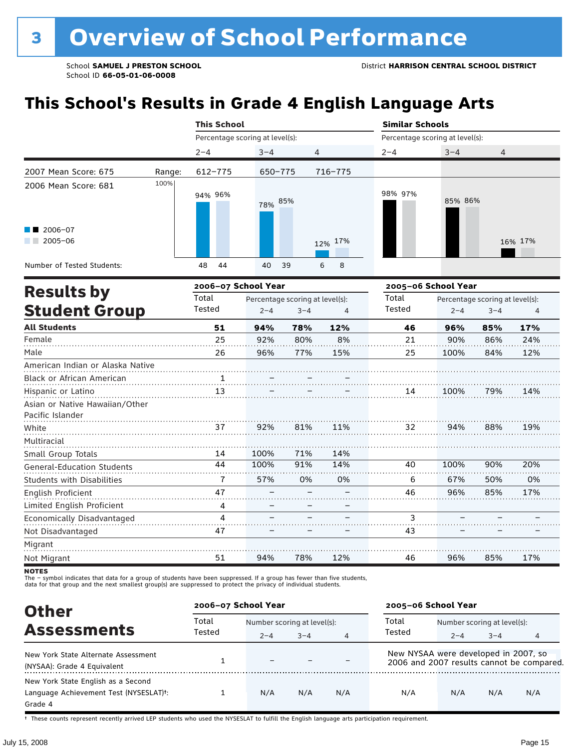# 3 Overview of School Performance

School **SAMUEL J PRESTON SCHOOL**
School ID **66-05-01-06-0008**

District **HARRISON CENTRAL SCHOOL DISTRICT**

## This School's Results in Grade 4 English Language Arts

| | | This School | | | Similar Schools | | |
|---|---|---|---|---|---|---|---|
| | | Percentage scoring at level(s): | | | Percentage scoring at level(s): | | |
| | | 2–4 | 3–4 | 4 | 2–4 | 3–4 | 4 |
| 2007 Mean Score: 675 | Range: | 612–775 | 650–775 | 716–775 | | | |
| 2006 Mean Score: 681 | 2006–07 | 94% | 78% | 12% | 98% | 85% | 16% |
| | 2005–06 | 96% | 85% | 17% | 97% | 86% | 17% |
| Number of Tested Students: | 2006–07 | 48 | 40 | 6 | | | |
| | 2005–06 | 44 | 39 | 8 | | | |

## Results by Student Group

| | 2006–07 School Year | | | | 2005–06 School Year | | | |
|---|---|---|---|---|---|---|---|---|
| | Total Tested | Percentage scoring at level(s): 2–4 | 3–4 | 4 | Total Tested | Percentage scoring at level(s): 2–4 | 3–4 | 4 |
| **All Students** | **51** | **94%** | **78%** | **12%** | **46** | **96%** | **85%** | **17%** |
| Female | 25 | 92% | 80% | 8% | 21 | 90% | 86% | 24% |
| Male | 26 | 96% | 77% | 15% | 25 | 100% | 84% | 12% |
| American Indian or Alaska Native | | | | | | | | |
| Black or African American | 1 | – | – | – | | | | |
| Hispanic or Latino | 13 | – | – | – | 14 | 100% | 79% | 14% |
| Asian or Native Hawaiian/Other Pacific Islander | | | | | | | | |
| White | 37 | 92% | 81% | 11% | 32 | 94% | 88% | 19% |
| Multiracial | | | | | | | | |
| Small Group Totals | 14 | 100% | 71% | 14% | | | | |
| General-Education Students | 44 | 100% | 91% | 14% | 40 | 100% | 90% | 20% |
| Students with Disabilities | 7 | 57% | 0% | 0% | 6 | 67% | 50% | 0% |
| English Proficient | 47 | – | – | – | 46 | 96% | 85% | 17% |
| Limited English Proficient | 4 | – | – | – | | | | |
| Economically Disadvantaged | 4 | – | – | – | 3 | – | – | – |
| Not Disadvantaged | 47 | – | – | – | 43 | – | – | – |
| Migrant | | | | | | | | |
| Not Migrant | 51 | 94% | 78% | 12% | 46 | 96% | 85% | 17% |

**NOTES**
The – symbol indicates that data for a group of students have been suppressed. If a group has fewer than five students, data for that group and the next smallest group(s) are suppressed to protect the privacy of individual students.

## Other Assessments

| | 2006–07 School Year | | | | 2005–06 School Year | | | |
|---|---|---|---|---|---|---|---|---|
| | Total Tested | Number scoring at level(s): 2–4 | 3–4 | 4 | Total Tested | Number scoring at level(s): 2–4 | 3–4 | 4 |
| New York State Alternate Assessment (NYSAA): Grade 4 Equivalent | 1 | – | – | – | New NYSAA were developed in 2007, so 2006 and 2007 results cannot be compared. | | | |
| New York State English as a Second Language Achievement Test (NYSESLAT)†: Grade 4 | 1 | N/A | N/A | N/A | N/A | N/A | N/A | N/A |

† These counts represent recently arrived LEP students who used the NYSESLAT to fulfill the English language arts participation requirement.

July 15, 2008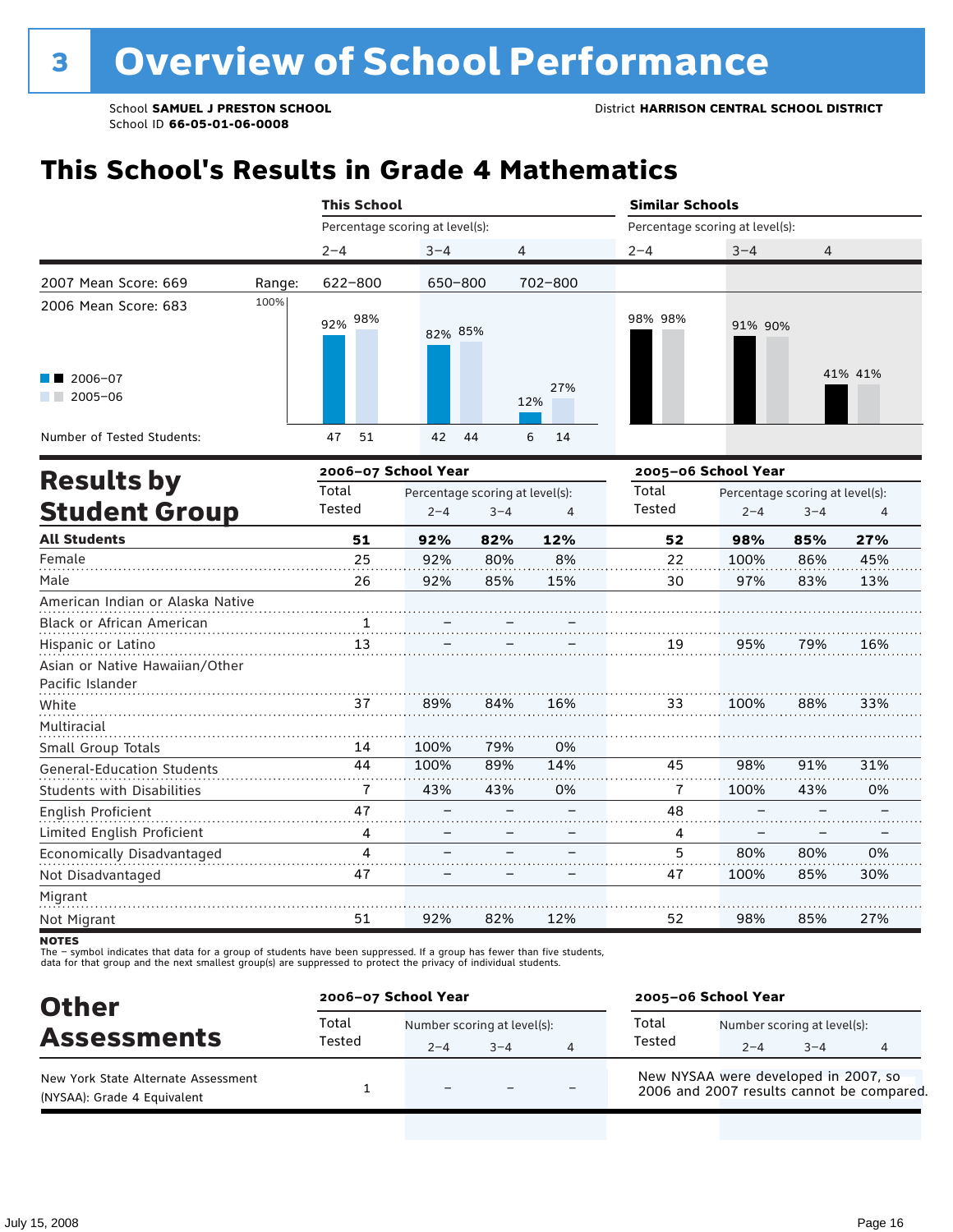# 3 Overview of School Performance

School **SAMUEL J PRESTON SCHOOL**
School ID **66-05-01-06-0008**

District **HARRISON CENTRAL SCHOOL DISTRICT**

## This School's Results in Grade 4 Mathematics

| | | This School | | | Similar Schools | | |
|---|---|---|---|---|---|---|---|
| | | Percentage scoring at level(s): | | | Percentage scoring at level(s): | | |
| | | 2–4 | 3–4 | 4 | 2–4 | 3–4 | 4 |
| 2007 Mean Score: 669 | Range: | 622–800 | 650–800 | 702–800 | | | |
| 2006 Mean Score: 683 | | | | | | | |
| 2006–07 | | 92% | 82% | 12% | 98% | 91% | 41% |
| 2005–06 | | 98% | 85% | 27% | 98% | 90% | 41% |
| Number of Tested Students: 2006–07 | | 47 | 42 | 6 | | | |
| Number of Tested Students: 2005–06 | | 51 | 44 | 14 | | | |

## Results by Student Group

| | 2006–07 School Year | | | | 2005–06 School Year | | | |
|---|---|---|---|---|---|---|---|---|
| | Total Tested | Percentage scoring at level(s): 2–4 | 3–4 | 4 | Total Tested | Percentage scoring at level(s): 2–4 | 3–4 | 4 |
| **All Students** | **51** | **92%** | **82%** | **12%** | **52** | **98%** | **85%** | **27%** |
| Female | 25 | 92% | 80% | 8% | 22 | 100% | 86% | 45% |
| Male | 26 | 92% | 85% | 15% | 30 | 97% | 83% | 13% |
| American Indian or Alaska Native | | | | | | | | |
| Black or African American | 1 | – | – | – | | | | |
| Hispanic or Latino | 13 | – | – | – | 19 | 95% | 79% | 16% |
| Asian or Native Hawaiian/Other Pacific Islander | | | | | | | | |
| White | 37 | 89% | 84% | 16% | 33 | 100% | 88% | 33% |
| Multiracial | | | | | | | | |
| Small Group Totals | 14 | 100% | 79% | 0% | | | | |
| General-Education Students | 44 | 100% | 89% | 14% | 45 | 98% | 91% | 31% |
| Students with Disabilities | 7 | 43% | 43% | 0% | 7 | 100% | 43% | 0% |
| English Proficient | 47 | – | – | – | 48 | – | – | – |
| Limited English Proficient | 4 | – | – | – | 4 | – | – | – |
| Economically Disadvantaged | 4 | – | – | – | 5 | 80% | 80% | 0% |
| Not Disadvantaged | 47 | – | – | – | 47 | 100% | 85% | 30% |
| Migrant | | | | | | | | |
| Not Migrant | 51 | 92% | 82% | 12% | 52 | 98% | 85% | 27% |

**NOTES**
The – symbol indicates that data for a group of students have been suppressed. If a group has fewer than five students, data for that group and the next smallest group(s) are suppressed to protect the privacy of individual students.

## Other Assessments

| | 2006–07 School Year | | | | 2005–06 School Year | | | |
|---|---|---|---|---|---|---|---|---|
| | Total Tested | Number scoring at level(s): 2–4 | 3–4 | 4 | Total Tested | Number scoring at level(s): 2–4 | 3–4 | 4 |
| New York State Alternate Assessment (NYSAA): Grade 4 Equivalent | 1 | – | – | – | New NYSAA were developed in 2007, so 2006 and 2007 results cannot be compared. | | | |

July 15, 2008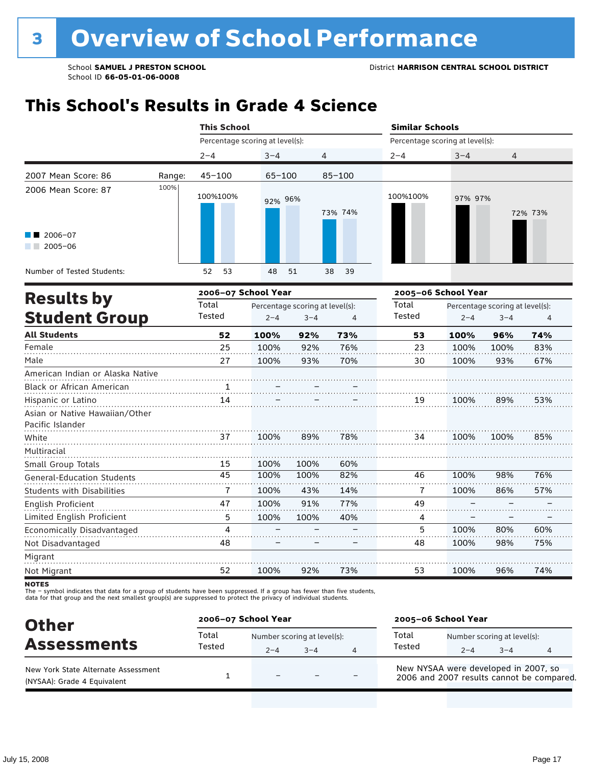# 3 Overview of School Performance

School **SAMUEL J PRESTON SCHOOL** District **HARRISON CENTRAL SCHOOL DISTRICT**
School ID **66-05-01-06-0008**

## This School's Results in Grade 4 Science

2007 Mean Score: 86
2006 Mean Score: 87

| | This School 2–4 | This School 3–4 | This School 4 | Similar Schools 2–4 | Similar Schools 3–4 | Similar Schools 4 |
|---|---|---|---|---|---|---|
| Range | 45–100 | 65–100 | 85–100 | | | |
| 2006–07 | 100% | 92% | 73% | 100% | 97% | 72% |
| 2005–06 | 100% | 96% | 74% | 100% | 97% | 73% |
| Number of Tested Students (2006–07) | 52 | 48 | 38 | | | |
| Number of Tested Students (2005–06) | 53 | 51 | 39 | | | |

## Results by Student Group

| | 2006–07 Total Tested | 2006–07 2–4 | 2006–07 3–4 | 2006–07 4 | 2005–06 Total Tested | 2005–06 2–4 | 2005–06 3–4 | 2005–06 4 |
|---|---|---|---|---|---|---|---|---|
| **All Students** | **52** | **100%** | **92%** | **73%** | **53** | **100%** | **96%** | **74%** |
| Female | 25 | 100% | 92% | 76% | 23 | 100% | 100% | 83% |
| Male | 27 | 100% | 93% | 70% | 30 | 100% | 93% | 67% |
| American Indian or Alaska Native | | | | | | | | |
| Black or African American | 1 | – | – | – | | | | |
| Hispanic or Latino | 14 | – | – | – | 19 | 100% | 89% | 53% |
| Asian or Native Hawaiian/Other Pacific Islander | | | | | | | | |
| White | 37 | 100% | 89% | 78% | 34 | 100% | 100% | 85% |
| Multiracial | | | | | | | | |
| Small Group Totals | 15 | 100% | 100% | 60% | | | | |
| General-Education Students | 45 | 100% | 100% | 82% | 46 | 100% | 98% | 76% |
| Students with Disabilities | 7 | 100% | 43% | 14% | 7 | 100% | 86% | 57% |
| English Proficient | 47 | 100% | 91% | 77% | 49 | – | – | – |
| Limited English Proficient | 5 | 100% | 100% | 40% | 4 | – | – | – |
| Economically Disadvantaged | 4 | – | – | – | 5 | 100% | 80% | 60% |
| Not Disadvantaged | 48 | – | – | – | 48 | 100% | 98% | 75% |
| Migrant | | | | | | | | |
| Not Migrant | 52 | 100% | 92% | 73% | 53 | 100% | 96% | 74% |

**NOTES**
The – symbol indicates that data for a group of students have been suppressed. If a group has fewer than five students, data for that group and the next smallest group(s) are suppressed to protect the privacy of individual students.

## Other Assessments

| | 2006–07 Total Tested | 2006–07 2–4 | 2006–07 3–4 | 2006–07 4 | 2005–06 |
|---|---|---|---|---|---|
| New York State Alternate Assessment (NYSAA): Grade 4 Equivalent | 1 | – | – | – | New NYSAA were developed in 2007, so 2006 and 2007 results cannot be compared. |

July 15, 2008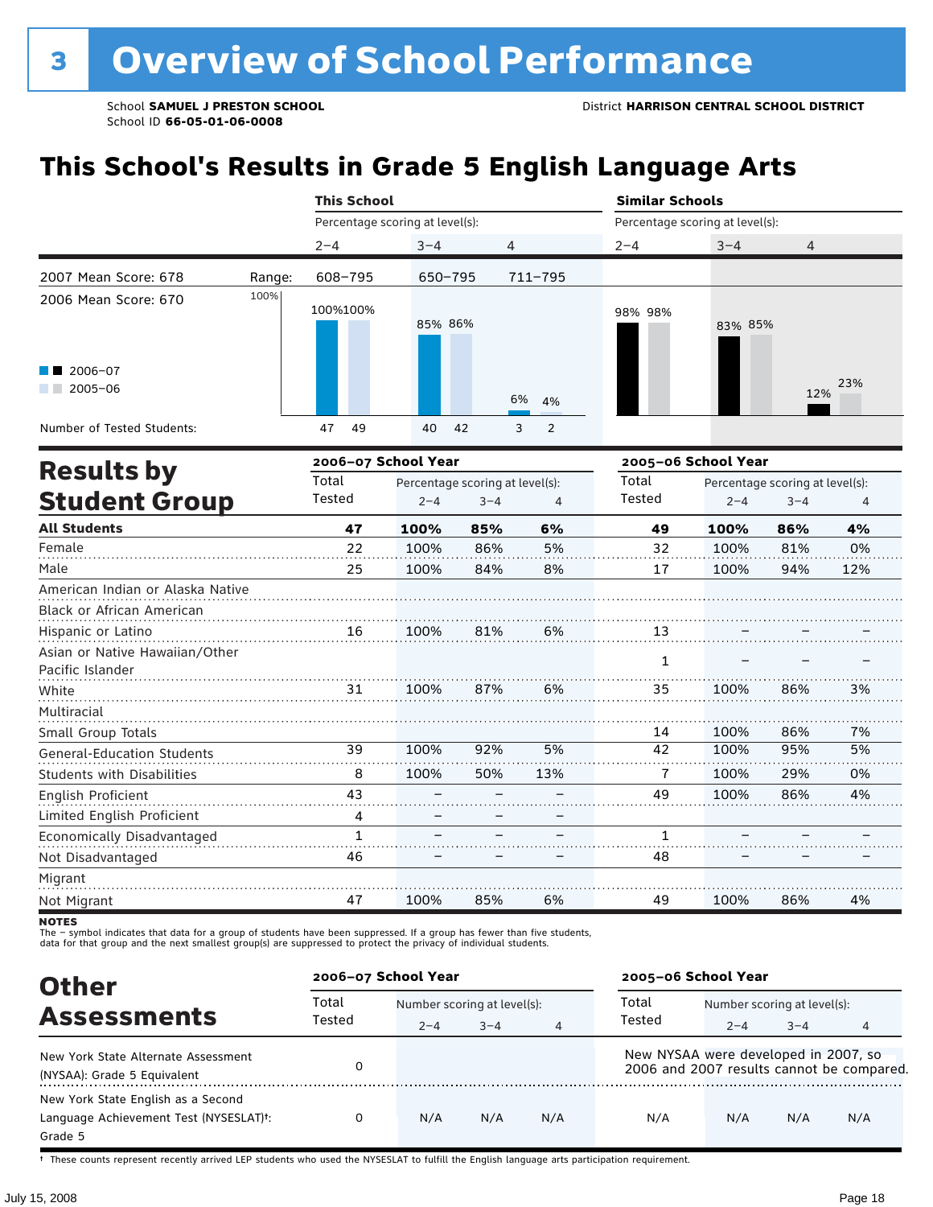# 3 Overview of School Performance

School **SAMUEL J PRESTON SCHOOL**
School ID **66-05-01-06-0008**

District **HARRISON CENTRAL SCHOOL DISTRICT**

## This School's Results in Grade 5 English Language Arts

| | This School | | | Similar Schools | | |
|---|---|---|---|---|---|---|
| | Percentage scoring at level(s): | | | Percentage scoring at level(s): | | |
| | 2–4 | 3–4 | 4 | 2–4 | 3–4 | 4 |
| 2007 Mean Score: 678 — Range: | 608–795 | 650–795 | 711–795 | | | |
| 2006–07 | 100% | 85% | 6% | 98% | 83% | 12% |
| 2005–06 | 100% | 86% | 4% | 98% | 85% | 23% |
| Number of Tested Students: 2006–07 | 47 | 40 | 3 | | | |
| Number of Tested Students: 2005–06 | 49 | 42 | 2 | | | |

2006 Mean Score: 670

## Results by Student Group

| | 2006–07 School Year | | | | 2005–06 School Year | | | |
|---|---|---|---|---|---|---|---|---|
| | Total Tested | Percentage scoring at level(s): 2–4 | 3–4 | 4 | Total Tested | Percentage scoring at level(s): 2–4 | 3–4 | 4 |
| **All Students** | **47** | **100%** | **85%** | **6%** | **49** | **100%** | **86%** | **4%** |
| Female | 22 | 100% | 86% | 5% | 32 | 100% | 81% | 0% |
| Male | 25 | 100% | 84% | 8% | 17 | 100% | 94% | 12% |
| American Indian or Alaska Native | | | | | | | | |
| Black or African American | | | | | | | | |
| Hispanic or Latino | 16 | 100% | 81% | 6% | 13 | – | – | – |
| Asian or Native Hawaiian/Other Pacific Islander | | | | | 1 | – | – | – |
| White | 31 | 100% | 87% | 6% | 35 | 100% | 86% | 3% |
| Multiracial | | | | | | | | |
| Small Group Totals | | | | | 14 | 100% | 86% | 7% |
| General-Education Students | 39 | 100% | 92% | 5% | 42 | 100% | 95% | 5% |
| Students with Disabilities | 8 | 100% | 50% | 13% | 7 | 100% | 29% | 0% |
| English Proficient | 43 | – | – | – | 49 | 100% | 86% | 4% |
| Limited English Proficient | 4 | – | – | – | | | | |
| Economically Disadvantaged | 1 | – | – | – | 1 | – | – | – |
| Not Disadvantaged | 46 | – | – | – | 48 | – | – | – |
| Migrant | | | | | | | | |
| Not Migrant | 47 | 100% | 85% | 6% | 49 | 100% | 86% | 4% |

**NOTES**
The – symbol indicates that data for a group of students have been suppressed. If a group has fewer than five students, data for that group and the next smallest group(s) are suppressed to protect the privacy of individual students.

## Other Assessments

| | 2006–07 School Year | | | | 2005–06 School Year | | | |
|---|---|---|---|---|---|---|---|---|
| | Total Tested | Number scoring at level(s): 2–4 | 3–4 | 4 | Total Tested | Number scoring at level(s): 2–4 | 3–4 | 4 |
| New York State Alternate Assessment (NYSAA): Grade 5 Equivalent | 0 | | | | New NYSAA were developed in 2007, so 2006 and 2007 results cannot be compared. | | | |
| New York State English as a Second Language Achievement Test (NYSESLAT)†: Grade 5 | 0 | N/A | N/A | N/A | N/A | N/A | N/A | N/A |

† These counts represent recently arrived LEP students who used the NYSESLAT to fulfill the English language arts participation requirement.

July 15, 2008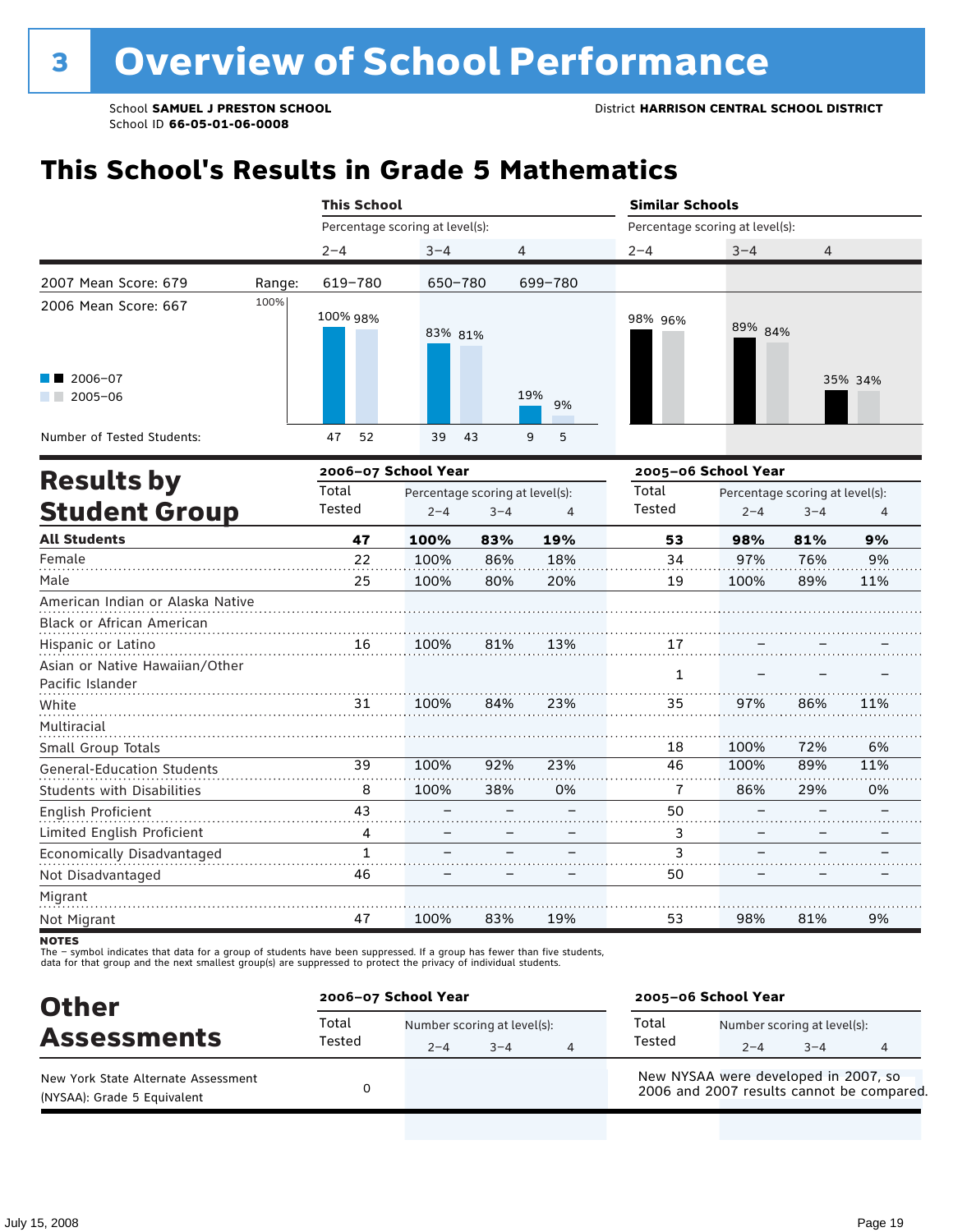# 3 Overview of School Performance

School **SAMUEL J PRESTON SCHOOL**
School ID **66-05-01-06-0008**

District **HARRISON CENTRAL SCHOOL DISTRICT**

## This School's Results in Grade 5 Mathematics

This School
Percentage scoring at level(s):
2–4 3–4 4

Similar Schools
Percentage scoring at level(s):
2–4 3–4 4

2007 Mean Score: 679
Range: 619–780 650–780 699–780
2006 Mean Score: 667

100%

2006–07
2005–06

This School: 100% 98% | 83% 81% | 19% 9%

Similar Schools: 98% 96% | 89% 84% | 35% 34%

Number of Tested Students: 47 52 | 39 43 | 9 5

## Results by Student Group

| | 2006–07 School Year | | | | 2005–06 School Year | | | |
|---|---|---|---|---|---|---|---|---|
| | Total Tested | Percentage scoring at level(s): 2–4 | 3–4 | 4 | Total Tested | Percentage scoring at level(s): 2–4 | 3–4 | 4 |
| **All Students** | **47** | **100%** | **83%** | **19%** | **53** | **98%** | **81%** | **9%** |
| Female | 22 | 100% | 86% | 18% | 34 | 97% | 76% | 9% |
| Male | 25 | 100% | 80% | 20% | 19 | 100% | 89% | 11% |
| American Indian or Alaska Native | | | | | | | | |
| Black or African American | | | | | | | | |
| Hispanic or Latino | 16 | 100% | 81% | 13% | 17 | – | – | – |
| Asian or Native Hawaiian/Other Pacific Islander | | | | | 1 | – | – | – |
| White | 31 | 100% | 84% | 23% | 35 | 97% | 86% | 11% |
| Multiracial | | | | | | | | |
| Small Group Totals | | | | | 18 | 100% | 72% | 6% |
| General-Education Students | 39 | 100% | 92% | 23% | 46 | 100% | 89% | 11% |
| Students with Disabilities | 8 | 100% | 38% | 0% | 7 | 86% | 29% | 0% |
| English Proficient | 43 | – | – | – | 50 | – | – | – |
| Limited English Proficient | 4 | – | – | – | 3 | – | – | – |
| Economically Disadvantaged | 1 | – | – | – | 3 | – | – | – |
| Not Disadvantaged | 46 | – | – | – | 50 | – | – | – |
| Migrant | | | | | | | | |
| Not Migrant | 47 | 100% | 83% | 19% | 53 | 98% | 81% | 9% |

**NOTES**
The – symbol indicates that data for a group of students have been suppressed. If a group has fewer than five students, data for that group and the next smallest group(s) are suppressed to protect the privacy of individual students.

## Other Assessments

| | 2006–07 School Year | | | | 2005–06 School Year | | | |
|---|---|---|---|---|---|---|---|---|
| | Total Tested | Number scoring at level(s): 2–4 | 3–4 | 4 | Total Tested | Number scoring at level(s): 2–4 | 3–4 | 4 |
| New York State Alternate Assessment (NYSAA): Grade 5 Equivalent | 0 | | | | New NYSAA were developed in 2007, so 2006 and 2007 results cannot be compared. | | | |

July 15, 2008